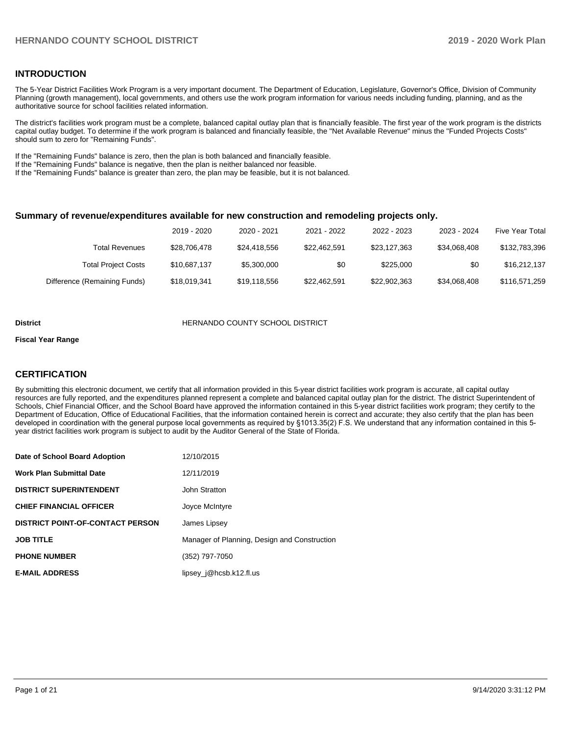## INTRODUCTION

The 5-Year District Facilities Work Program is a very important document. The Department of Education, Legislature, Governor's Office, Division of Community Planning (growth management), local governments, and others use the work program information for various needs including funding, planning, and as the authoritative source for school facilities related information.

The district's facilities work program must be a complete, balanced capital outlay plan that is financially feasible. The first year of the work program is the districts capital outlay budget. To determine if the work program is balanced and financially feasible, the "Net Available Revenue" minus the "Funded Projects Costs" should sum to zero for "Remaining Funds".

If the "Remaining Funds" balance is zero, then the plan is both balanced and financially feasible.
If the "Remaining Funds" balance is negative, then the plan is neither balanced nor feasible.
If the "Remaining Funds" balance is greater than zero, the plan may be feasible, but it is not balanced.

### Summary of revenue/expenditures available for new construction and remodeling projects only.

| | 2019 - 2020 | 2020 - 2021 | 2021 - 2022 | 2022 - 2023 | 2023 - 2024 | Five Year Total |
|---|---|---|---|---|---|---|
| Total Revenues | $28,706,478 | $24,418,556 | $22,462,591 | $23,127,363 | $34,068,408 | $132,783,396 |
| Total Project Costs | $10,687,137 | $5,300,000 | $0 | $225,000 | $0 | $16,212,137 |
| Difference (Remaining Funds) | $18,019,341 | $19,118,556 | $22,462,591 | $22,902,363 | $34,068,408 | $116,571,259 |

**District** HERNANDO COUNTY SCHOOL DISTRICT

**Fiscal Year Range**

## CERTIFICATION

By submitting this electronic document, we certify that all information provided in this 5-year district facilities work program is accurate, all capital outlay resources are fully reported, and the expenditures planned represent a complete and balanced capital outlay plan for the district. The district Superintendent of Schools, Chief Financial Officer, and the School Board have approved the information contained in this 5-year district facilities work program; they certify to the Department of Education, Office of Educational Facilities, that the information contained herein is correct and accurate; they also certify that the plan has been developed in coordination with the general purpose local governments as required by §1013.35(2) F.S. We understand that any information contained in this 5-year district facilities work program is subject to audit by the Auditor General of the State of Florida.

| | |
|---|---|
| **Date of School Board Adoption** | 12/10/2015 |
| **Work Plan Submittal Date** | 12/11/2019 |
| **DISTRICT SUPERINTENDENT** | John Stratton |
| **CHIEF FINANCIAL OFFICER** | Joyce McIntyre |
| **DISTRICT POINT-OF-CONTACT PERSON** | James Lipsey |
| **JOB TITLE** | Manager of Planning, Design and Construction |
| **PHONE NUMBER** | (352) 797-7050 |
| **E-MAIL ADDRESS** | lipsey_j@hcsb.k12.fl.us |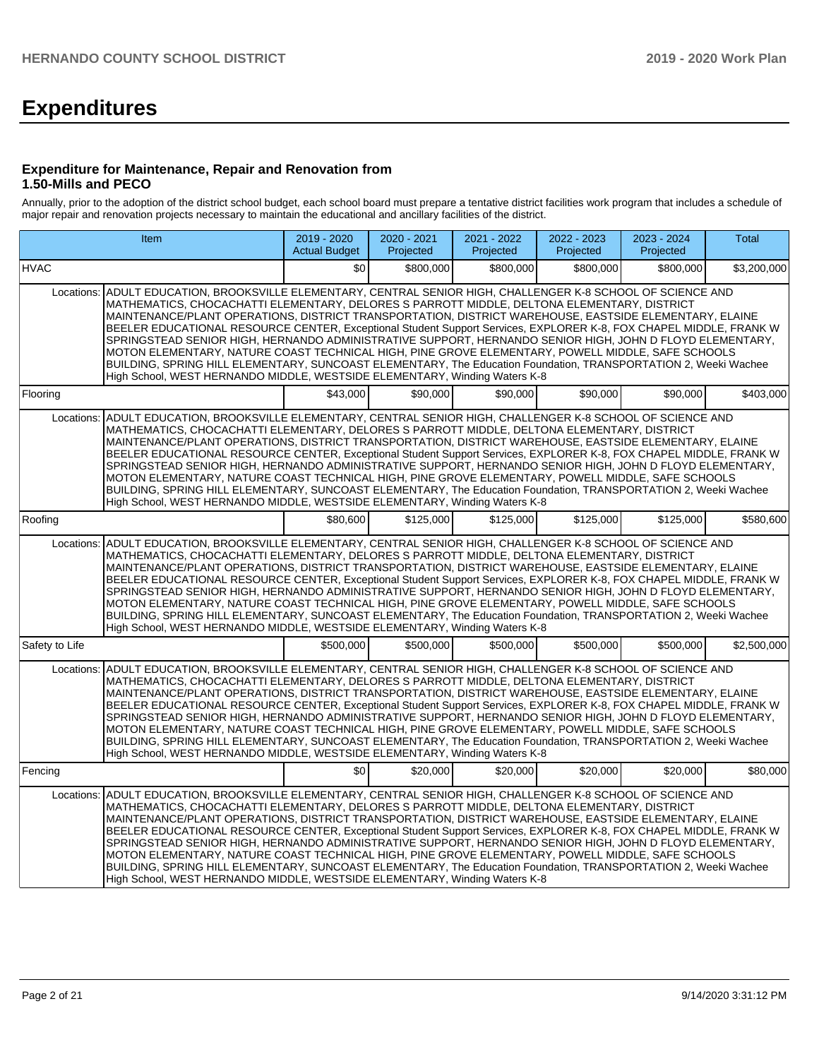# Expenditures

### Expenditure for Maintenance, Repair and Renovation from 1.50-Mills and PECO

Annually, prior to the adoption of the district school budget, each school board must prepare a tentative district facilities work program that includes a schedule of major repair and renovation projects necessary to maintain the educational and ancillary facilities of the district.

| Item | | 2019 - 2020 Actual Budget | 2020 - 2021 Projected | 2021 - 2022 Projected | 2022 - 2023 Projected | 2023 - 2024 Projected | Total |
|---|---|---|---|---|---|---|---|
| HVAC | | $0 | $800,000 | $800,000 | $800,000 | $800,000 | $3,200,000 |
| Locations: | ADULT EDUCATION, BROOKSVILLE ELEMENTARY, CENTRAL SENIOR HIGH, CHALLENGER K-8 SCHOOL OF SCIENCE AND MATHEMATICS, CHOCACHATTI ELEMENTARY, DELORES S PARROTT MIDDLE, DELTONA ELEMENTARY, DISTRICT MAINTENANCE/PLANT OPERATIONS, DISTRICT TRANSPORTATION, DISTRICT WAREHOUSE, EASTSIDE ELEMENTARY, ELAINE BEELER EDUCATIONAL RESOURCE CENTER, Exceptional Student Support Services, EXPLORER K-8, FOX CHAPEL MIDDLE, FRANK W SPRINGSTEAD SENIOR HIGH, HERNANDO ADMINISTRATIVE SUPPORT, HERNANDO SENIOR HIGH, JOHN D FLOYD ELEMENTARY, MOTON ELEMENTARY, NATURE COAST TECHNICAL HIGH, PINE GROVE ELEMENTARY, POWELL MIDDLE, SAFE SCHOOLS BUILDING, SPRING HILL ELEMENTARY, SUNCOAST ELEMENTARY, The Education Foundation, TRANSPORTATION 2, Weeki Wachee High School, WEST HERNANDO MIDDLE, WESTSIDE ELEMENTARY, Winding Waters K-8 | | | | | | |
| Flooring | | $43,000 | $90,000 | $90,000 | $90,000 | $90,000 | $403,000 |
| Locations: | ADULT EDUCATION, BROOKSVILLE ELEMENTARY, CENTRAL SENIOR HIGH, CHALLENGER K-8 SCHOOL OF SCIENCE AND MATHEMATICS, CHOCACHATTI ELEMENTARY, DELORES S PARROTT MIDDLE, DELTONA ELEMENTARY, DISTRICT MAINTENANCE/PLANT OPERATIONS, DISTRICT TRANSPORTATION, DISTRICT WAREHOUSE, EASTSIDE ELEMENTARY, ELAINE BEELER EDUCATIONAL RESOURCE CENTER, Exceptional Student Support Services, EXPLORER K-8, FOX CHAPEL MIDDLE, FRANK W SPRINGSTEAD SENIOR HIGH, HERNANDO ADMINISTRATIVE SUPPORT, HERNANDO SENIOR HIGH, JOHN D FLOYD ELEMENTARY, MOTON ELEMENTARY, NATURE COAST TECHNICAL HIGH, PINE GROVE ELEMENTARY, POWELL MIDDLE, SAFE SCHOOLS BUILDING, SPRING HILL ELEMENTARY, SUNCOAST ELEMENTARY, The Education Foundation, TRANSPORTATION 2, Weeki Wachee High School, WEST HERNANDO MIDDLE, WESTSIDE ELEMENTARY, Winding Waters K-8 | | | | | | |
| Roofing | | $80,600 | $125,000 | $125,000 | $125,000 | $125,000 | $580,600 |
| Locations: | ADULT EDUCATION, BROOKSVILLE ELEMENTARY, CENTRAL SENIOR HIGH, CHALLENGER K-8 SCHOOL OF SCIENCE AND MATHEMATICS, CHOCACHATTI ELEMENTARY, DELORES S PARROTT MIDDLE, DELTONA ELEMENTARY, DISTRICT MAINTENANCE/PLANT OPERATIONS, DISTRICT TRANSPORTATION, DISTRICT WAREHOUSE, EASTSIDE ELEMENTARY, ELAINE BEELER EDUCATIONAL RESOURCE CENTER, Exceptional Student Support Services, EXPLORER K-8, FOX CHAPEL MIDDLE, FRANK W SPRINGSTEAD SENIOR HIGH, HERNANDO ADMINISTRATIVE SUPPORT, HERNANDO SENIOR HIGH, JOHN D FLOYD ELEMENTARY, MOTON ELEMENTARY, NATURE COAST TECHNICAL HIGH, PINE GROVE ELEMENTARY, POWELL MIDDLE, SAFE SCHOOLS BUILDING, SPRING HILL ELEMENTARY, SUNCOAST ELEMENTARY, The Education Foundation, TRANSPORTATION 2, Weeki Wachee High School, WEST HERNANDO MIDDLE, WESTSIDE ELEMENTARY, Winding Waters K-8 | | | | | | |
| Safety to Life | | $500,000 | $500,000 | $500,000 | $500,000 | $500,000 | $2,500,000 |
| Locations: | ADULT EDUCATION, BROOKSVILLE ELEMENTARY, CENTRAL SENIOR HIGH, CHALLENGER K-8 SCHOOL OF SCIENCE AND MATHEMATICS, CHOCACHATTI ELEMENTARY, DELORES S PARROTT MIDDLE, DELTONA ELEMENTARY, DISTRICT MAINTENANCE/PLANT OPERATIONS, DISTRICT TRANSPORTATION, DISTRICT WAREHOUSE, EASTSIDE ELEMENTARY, ELAINE BEELER EDUCATIONAL RESOURCE CENTER, Exceptional Student Support Services, EXPLORER K-8, FOX CHAPEL MIDDLE, FRANK W SPRINGSTEAD SENIOR HIGH, HERNANDO ADMINISTRATIVE SUPPORT, HERNANDO SENIOR HIGH, JOHN D FLOYD ELEMENTARY, MOTON ELEMENTARY, NATURE COAST TECHNICAL HIGH, PINE GROVE ELEMENTARY, POWELL MIDDLE, SAFE SCHOOLS BUILDING, SPRING HILL ELEMENTARY, SUNCOAST ELEMENTARY, The Education Foundation, TRANSPORTATION 2, Weeki Wachee High School, WEST HERNANDO MIDDLE, WESTSIDE ELEMENTARY, Winding Waters K-8 | | | | | | |
| Fencing | | $0 | $20,000 | $20,000 | $20,000 | $20,000 | $80,000 |
| Locations: | ADULT EDUCATION, BROOKSVILLE ELEMENTARY, CENTRAL SENIOR HIGH, CHALLENGER K-8 SCHOOL OF SCIENCE AND MATHEMATICS, CHOCACHATTI ELEMENTARY, DELORES S PARROTT MIDDLE, DELTONA ELEMENTARY, DISTRICT MAINTENANCE/PLANT OPERATIONS, DISTRICT TRANSPORTATION, DISTRICT WAREHOUSE, EASTSIDE ELEMENTARY, ELAINE BEELER EDUCATIONAL RESOURCE CENTER, Exceptional Student Support Services, EXPLORER K-8, FOX CHAPEL MIDDLE, FRANK W SPRINGSTEAD SENIOR HIGH, HERNANDO ADMINISTRATIVE SUPPORT, HERNANDO SENIOR HIGH, JOHN D FLOYD ELEMENTARY, MOTON ELEMENTARY, NATURE COAST TECHNICAL HIGH, PINE GROVE ELEMENTARY, POWELL MIDDLE, SAFE SCHOOLS BUILDING, SPRING HILL ELEMENTARY, SUNCOAST ELEMENTARY, The Education Foundation, TRANSPORTATION 2, Weeki Wachee High School, WEST HERNANDO MIDDLE, WESTSIDE ELEMENTARY, Winding Waters K-8 | | | | | | |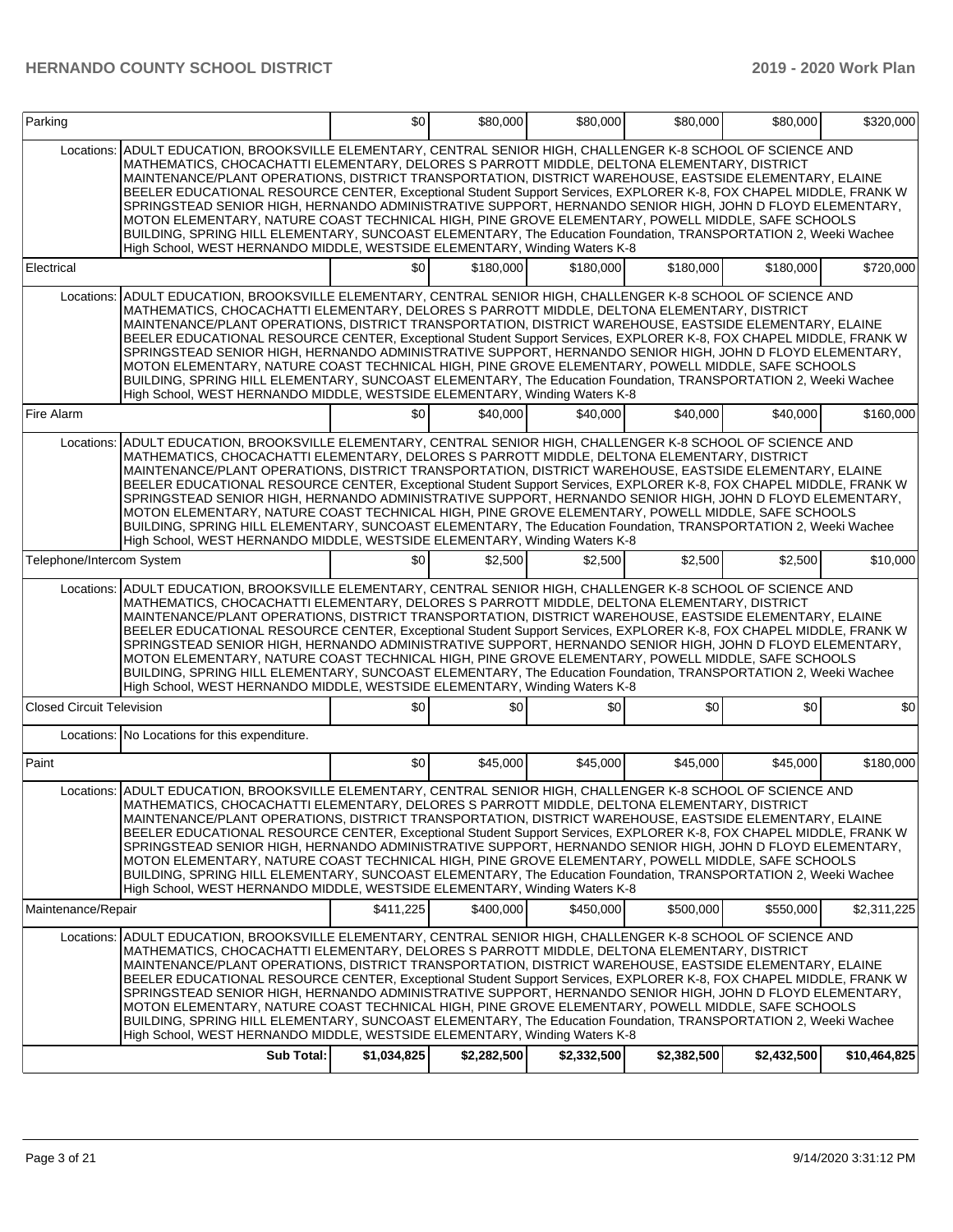| | | | | | | |
|---|---|---|---|---|---|---|
| Parking | | $0 | $80,000 | $80,000 | $80,000 | $80,000 | $320,000 |
| Locations: | ADULT EDUCATION, BROOKSVILLE ELEMENTARY, CENTRAL SENIOR HIGH, CHALLENGER K-8 SCHOOL OF SCIENCE AND MATHEMATICS, CHOCACHATTI ELEMENTARY, DELORES S PARROTT MIDDLE, DELTONA ELEMENTARY, DISTRICT MAINTENANCE/PLANT OPERATIONS, DISTRICT TRANSPORTATION, DISTRICT WAREHOUSE, EASTSIDE ELEMENTARY, ELAINE BEELER EDUCATIONAL RESOURCE CENTER, Exceptional Student Support Services, EXPLORER K-8, FOX CHAPEL MIDDLE, FRANK W SPRINGSTEAD SENIOR HIGH, HERNANDO ADMINISTRATIVE SUPPORT, HERNANDO SENIOR HIGH, JOHN D FLOYD ELEMENTARY, MOTON ELEMENTARY, NATURE COAST TECHNICAL HIGH, PINE GROVE ELEMENTARY, POWELL MIDDLE, SAFE SCHOOLS BUILDING, SPRING HILL ELEMENTARY, SUNCOAST ELEMENTARY, The Education Foundation, TRANSPORTATION 2, Weeki Wachee High School, WEST HERNANDO MIDDLE, WESTSIDE ELEMENTARY, Winding Waters K-8 | | | | | | |
| Electrical | | $0 | $180,000 | $180,000 | $180,000 | $180,000 | $720,000 |
| Locations: | ADULT EDUCATION, BROOKSVILLE ELEMENTARY, CENTRAL SENIOR HIGH, CHALLENGER K-8 SCHOOL OF SCIENCE AND MATHEMATICS, CHOCACHATTI ELEMENTARY, DELORES S PARROTT MIDDLE, DELTONA ELEMENTARY, DISTRICT MAINTENANCE/PLANT OPERATIONS, DISTRICT TRANSPORTATION, DISTRICT WAREHOUSE, EASTSIDE ELEMENTARY, ELAINE BEELER EDUCATIONAL RESOURCE CENTER, Exceptional Student Support Services, EXPLORER K-8, FOX CHAPEL MIDDLE, FRANK W SPRINGSTEAD SENIOR HIGH, HERNANDO ADMINISTRATIVE SUPPORT, HERNANDO SENIOR HIGH, JOHN D FLOYD ELEMENTARY, MOTON ELEMENTARY, NATURE COAST TECHNICAL HIGH, PINE GROVE ELEMENTARY, POWELL MIDDLE, SAFE SCHOOLS BUILDING, SPRING HILL ELEMENTARY, SUNCOAST ELEMENTARY, The Education Foundation, TRANSPORTATION 2, Weeki Wachee High School, WEST HERNANDO MIDDLE, WESTSIDE ELEMENTARY, Winding Waters K-8 | | | | | | |
| Fire Alarm | | $0 | $40,000 | $40,000 | $40,000 | $40,000 | $160,000 |
| Locations: | ADULT EDUCATION, BROOKSVILLE ELEMENTARY, CENTRAL SENIOR HIGH, CHALLENGER K-8 SCHOOL OF SCIENCE AND MATHEMATICS, CHOCACHATTI ELEMENTARY, DELORES S PARROTT MIDDLE, DELTONA ELEMENTARY, DISTRICT MAINTENANCE/PLANT OPERATIONS, DISTRICT TRANSPORTATION, DISTRICT WAREHOUSE, EASTSIDE ELEMENTARY, ELAINE BEELER EDUCATIONAL RESOURCE CENTER, Exceptional Student Support Services, EXPLORER K-8, FOX CHAPEL MIDDLE, FRANK W SPRINGSTEAD SENIOR HIGH, HERNANDO ADMINISTRATIVE SUPPORT, HERNANDO SENIOR HIGH, JOHN D FLOYD ELEMENTARY, MOTON ELEMENTARY, NATURE COAST TECHNICAL HIGH, PINE GROVE ELEMENTARY, POWELL MIDDLE, SAFE SCHOOLS BUILDING, SPRING HILL ELEMENTARY, SUNCOAST ELEMENTARY, The Education Foundation, TRANSPORTATION 2, Weeki Wachee High School, WEST HERNANDO MIDDLE, WESTSIDE ELEMENTARY, Winding Waters K-8 | | | | | | |
| Telephone/Intercom System | | $0 | $2,500 | $2,500 | $2,500 | $2,500 | $10,000 |
| Locations: | ADULT EDUCATION, BROOKSVILLE ELEMENTARY, CENTRAL SENIOR HIGH, CHALLENGER K-8 SCHOOL OF SCIENCE AND MATHEMATICS, CHOCACHATTI ELEMENTARY, DELORES S PARROTT MIDDLE, DELTONA ELEMENTARY, DISTRICT MAINTENANCE/PLANT OPERATIONS, DISTRICT TRANSPORTATION, DISTRICT WAREHOUSE, EASTSIDE ELEMENTARY, ELAINE BEELER EDUCATIONAL RESOURCE CENTER, Exceptional Student Support Services, EXPLORER K-8, FOX CHAPEL MIDDLE, FRANK W SPRINGSTEAD SENIOR HIGH, HERNANDO ADMINISTRATIVE SUPPORT, HERNANDO SENIOR HIGH, JOHN D FLOYD ELEMENTARY, MOTON ELEMENTARY, NATURE COAST TECHNICAL HIGH, PINE GROVE ELEMENTARY, POWELL MIDDLE, SAFE SCHOOLS BUILDING, SPRING HILL ELEMENTARY, SUNCOAST ELEMENTARY, The Education Foundation, TRANSPORTATION 2, Weeki Wachee High School, WEST HERNANDO MIDDLE, WESTSIDE ELEMENTARY, Winding Waters K-8 | | | | | | |
| Closed Circuit Television | | $0 | $0 | $0 | $0 | $0 | $0 |
| Locations: | No Locations for this expenditure. | | | | | | |
| Paint | | $0 | $45,000 | $45,000 | $45,000 | $45,000 | $180,000 |
| Locations: | ADULT EDUCATION, BROOKSVILLE ELEMENTARY, CENTRAL SENIOR HIGH, CHALLENGER K-8 SCHOOL OF SCIENCE AND MATHEMATICS, CHOCACHATTI ELEMENTARY, DELORES S PARROTT MIDDLE, DELTONA ELEMENTARY, DISTRICT MAINTENANCE/PLANT OPERATIONS, DISTRICT TRANSPORTATION, DISTRICT WAREHOUSE, EASTSIDE ELEMENTARY, ELAINE BEELER EDUCATIONAL RESOURCE CENTER, Exceptional Student Support Services, EXPLORER K-8, FOX CHAPEL MIDDLE, FRANK W SPRINGSTEAD SENIOR HIGH, HERNANDO ADMINISTRATIVE SUPPORT, HERNANDO SENIOR HIGH, JOHN D FLOYD ELEMENTARY, MOTON ELEMENTARY, NATURE COAST TECHNICAL HIGH, PINE GROVE ELEMENTARY, POWELL MIDDLE, SAFE SCHOOLS BUILDING, SPRING HILL ELEMENTARY, SUNCOAST ELEMENTARY, The Education Foundation, TRANSPORTATION 2, Weeki Wachee High School, WEST HERNANDO MIDDLE, WESTSIDE ELEMENTARY, Winding Waters K-8 | | | | | | |
| Maintenance/Repair | | $411,225 | $400,000 | $450,000 | $500,000 | $550,000 | $2,311,225 |
| Locations: | ADULT EDUCATION, BROOKSVILLE ELEMENTARY, CENTRAL SENIOR HIGH, CHALLENGER K-8 SCHOOL OF SCIENCE AND MATHEMATICS, CHOCACHATTI ELEMENTARY, DELORES S PARROTT MIDDLE, DELTONA ELEMENTARY, DISTRICT MAINTENANCE/PLANT OPERATIONS, DISTRICT TRANSPORTATION, DISTRICT WAREHOUSE, EASTSIDE ELEMENTARY, ELAINE BEELER EDUCATIONAL RESOURCE CENTER, Exceptional Student Support Services, EXPLORER K-8, FOX CHAPEL MIDDLE, FRANK W SPRINGSTEAD SENIOR HIGH, HERNANDO ADMINISTRATIVE SUPPORT, HERNANDO SENIOR HIGH, JOHN D FLOYD ELEMENTARY, MOTON ELEMENTARY, NATURE COAST TECHNICAL HIGH, PINE GROVE ELEMENTARY, POWELL MIDDLE, SAFE SCHOOLS BUILDING, SPRING HILL ELEMENTARY, SUNCOAST ELEMENTARY, The Education Foundation, TRANSPORTATION 2, Weeki Wachee High School, WEST HERNANDO MIDDLE, WESTSIDE ELEMENTARY, Winding Waters K-8 | | | | | | |
| | **Sub Total:** | **$1,034,825** | **$2,282,500** | **$2,332,500** | **$2,382,500** | **$2,432,500** | **$10,464,825** |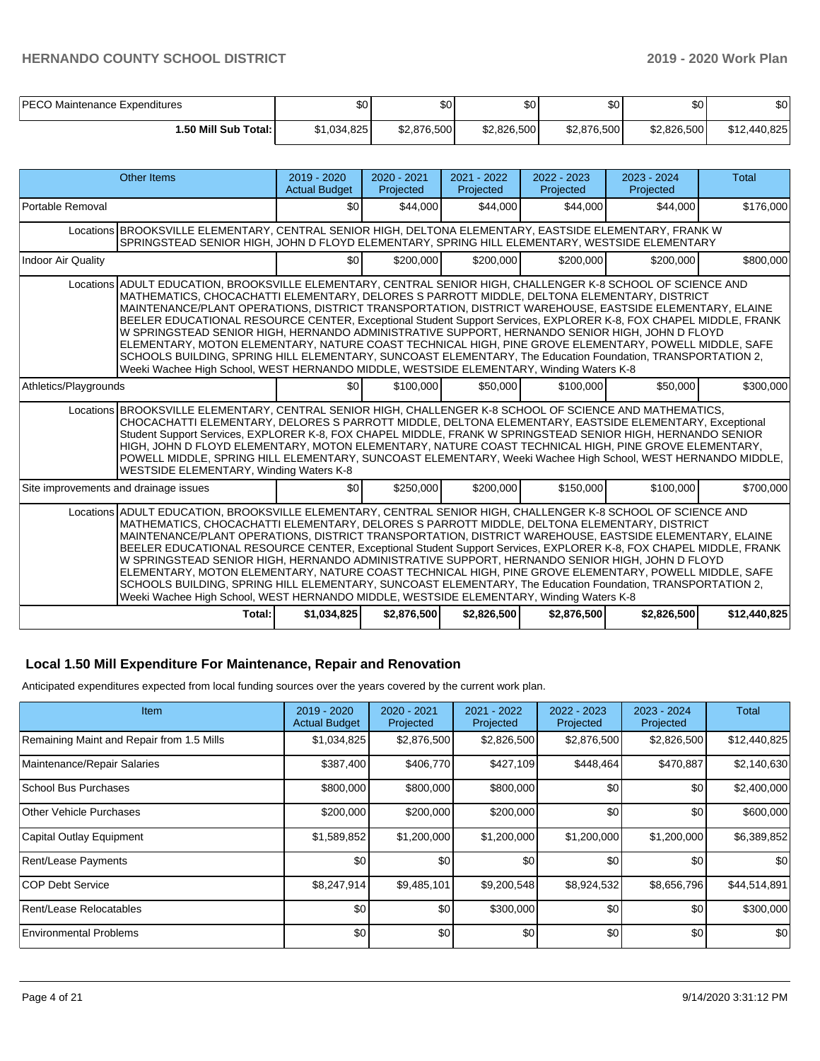| | | | | | | |
|---|---|---|---|---|---|---|
| PECO Maintenance Expenditures | $0 | $0 | $0 | $0 | $0 | $0 |
| 1.50 Mill Sub Total: | $1,034,825 | $2,876,500 | $2,826,500 | $2,876,500 | $2,826,500 | $12,440,825 |

| Other Items | 2019 - 2020 Actual Budget | 2020 - 2021 Projected | 2021 - 2022 Projected | 2022 - 2023 Projected | 2023 - 2024 Projected | Total |
|---|---|---|---|---|---|---|
| Portable Removal | $0 | $44,000 | $44,000 | $44,000 | $44,000 | $176,000 |
| Locations BROOKSVILLE ELEMENTARY, CENTRAL SENIOR HIGH, DELTONA ELEMENTARY, EASTSIDE ELEMENTARY, FRANK W SPRINGSTEAD SENIOR HIGH, JOHN D FLOYD ELEMENTARY, SPRING HILL ELEMENTARY, WESTSIDE ELEMENTARY | | | | | | |
| Indoor Air Quality | $0 | $200,000 | $200,000 | $200,000 | $200,000 | $800,000 |
| Locations ADULT EDUCATION, BROOKSVILLE ELEMENTARY, CENTRAL SENIOR HIGH, CHALLENGER K-8 SCHOOL OF SCIENCE AND MATHEMATICS, CHOCACHATTI ELEMENTARY, DELORES S PARROTT MIDDLE, DELTONA ELEMENTARY, DISTRICT MAINTENANCE/PLANT OPERATIONS, DISTRICT TRANSPORTATION, DISTRICT WAREHOUSE, EASTSIDE ELEMENTARY, ELAINE BEELER EDUCATIONAL RESOURCE CENTER, Exceptional Student Support Services, EXPLORER K-8, FOX CHAPEL MIDDLE, FRANK W SPRINGSTEAD SENIOR HIGH, HERNANDO ADMINISTRATIVE SUPPORT, HERNANDO SENIOR HIGH, JOHN D FLOYD ELEMENTARY, MOTON ELEMENTARY, NATURE COAST TECHNICAL HIGH, PINE GROVE ELEMENTARY, POWELL MIDDLE, SAFE SCHOOLS BUILDING, SPRING HILL ELEMENTARY, SUNCOAST ELEMENTARY, The Education Foundation, TRANSPORTATION 2, Weeki Wachee High School, WEST HERNANDO MIDDLE, WESTSIDE ELEMENTARY, Winding Waters K-8 | | | | | | |
| Athletics/Playgrounds | $0 | $100,000 | $50,000 | $100,000 | $50,000 | $300,000 |
| Locations BROOKSVILLE ELEMENTARY, CENTRAL SENIOR HIGH, CHALLENGER K-8 SCHOOL OF SCIENCE AND MATHEMATICS, CHOCACHATTI ELEMENTARY, DELORES S PARROTT MIDDLE, DELTONA ELEMENTARY, EASTSIDE ELEMENTARY, Exceptional Student Support Services, EXPLORER K-8, FOX CHAPEL MIDDLE, FRANK W SPRINGSTEAD SENIOR HIGH, HERNANDO SENIOR HIGH, JOHN D FLOYD ELEMENTARY, MOTON ELEMENTARY, NATURE COAST TECHNICAL HIGH, PINE GROVE ELEMENTARY, POWELL MIDDLE, SPRING HILL ELEMENTARY, SUNCOAST ELEMENTARY, Weeki Wachee High School, WEST HERNANDO MIDDLE, WESTSIDE ELEMENTARY, Winding Waters K-8 | | | | | | |
| Site improvements and drainage issues | $0 | $250,000 | $200,000 | $150,000 | $100,000 | $700,000 |
| Locations ADULT EDUCATION, BROOKSVILLE ELEMENTARY, CENTRAL SENIOR HIGH, CHALLENGER K-8 SCHOOL OF SCIENCE AND MATHEMATICS, CHOCACHATTI ELEMENTARY, DELORES S PARROTT MIDDLE, DELTONA ELEMENTARY, DISTRICT MAINTENANCE/PLANT OPERATIONS, DISTRICT TRANSPORTATION, DISTRICT WAREHOUSE, EASTSIDE ELEMENTARY, ELAINE BEELER EDUCATIONAL RESOURCE CENTER, Exceptional Student Support Services, EXPLORER K-8, FOX CHAPEL MIDDLE, FRANK W SPRINGSTEAD SENIOR HIGH, HERNANDO ADMINISTRATIVE SUPPORT, HERNANDO SENIOR HIGH, JOHN D FLOYD ELEMENTARY, MOTON ELEMENTARY, NATURE COAST TECHNICAL HIGH, PINE GROVE ELEMENTARY, POWELL MIDDLE, SAFE SCHOOLS BUILDING, SPRING HILL ELEMENTARY, SUNCOAST ELEMENTARY, The Education Foundation, TRANSPORTATION 2, Weeki Wachee High School, WEST HERNANDO MIDDLE, WESTSIDE ELEMENTARY, Winding Waters K-8 | | | | | | |
| Total: | $1,034,825 | $2,876,500 | $2,826,500 | $2,876,500 | $2,826,500 | $12,440,825 |

## Local 1.50 Mill Expenditure For Maintenance, Repair and Renovation

Anticipated expenditures expected from local funding sources over the years covered by the current work plan.

| Item | 2019 - 2020 Actual Budget | 2020 - 2021 Projected | 2021 - 2022 Projected | 2022 - 2023 Projected | 2023 - 2024 Projected | Total |
|---|---|---|---|---|---|---|
| Remaining Maint and Repair from 1.5 Mills | $1,034,825 | $2,876,500 | $2,826,500 | $2,876,500 | $2,826,500 | $12,440,825 |
| Maintenance/Repair Salaries | $387,400 | $406,770 | $427,109 | $448,464 | $470,887 | $2,140,630 |
| School Bus Purchases | $800,000 | $800,000 | $800,000 | $0 | $0 | $2,400,000 |
| Other Vehicle Purchases | $200,000 | $200,000 | $200,000 | $0 | $0 | $600,000 |
| Capital Outlay Equipment | $1,589,852 | $1,200,000 | $1,200,000 | $1,200,000 | $1,200,000 | $6,389,852 |
| Rent/Lease Payments | $0 | $0 | $0 | $0 | $0 | $0 |
| COP Debt Service | $8,247,914 | $9,485,101 | $9,200,548 | $8,924,532 | $8,656,796 | $44,514,891 |
| Rent/Lease Relocatables | $0 | $0 | $300,000 | $0 | $0 | $300,000 |
| Environmental Problems | $0 | $0 | $0 | $0 | $0 | $0 |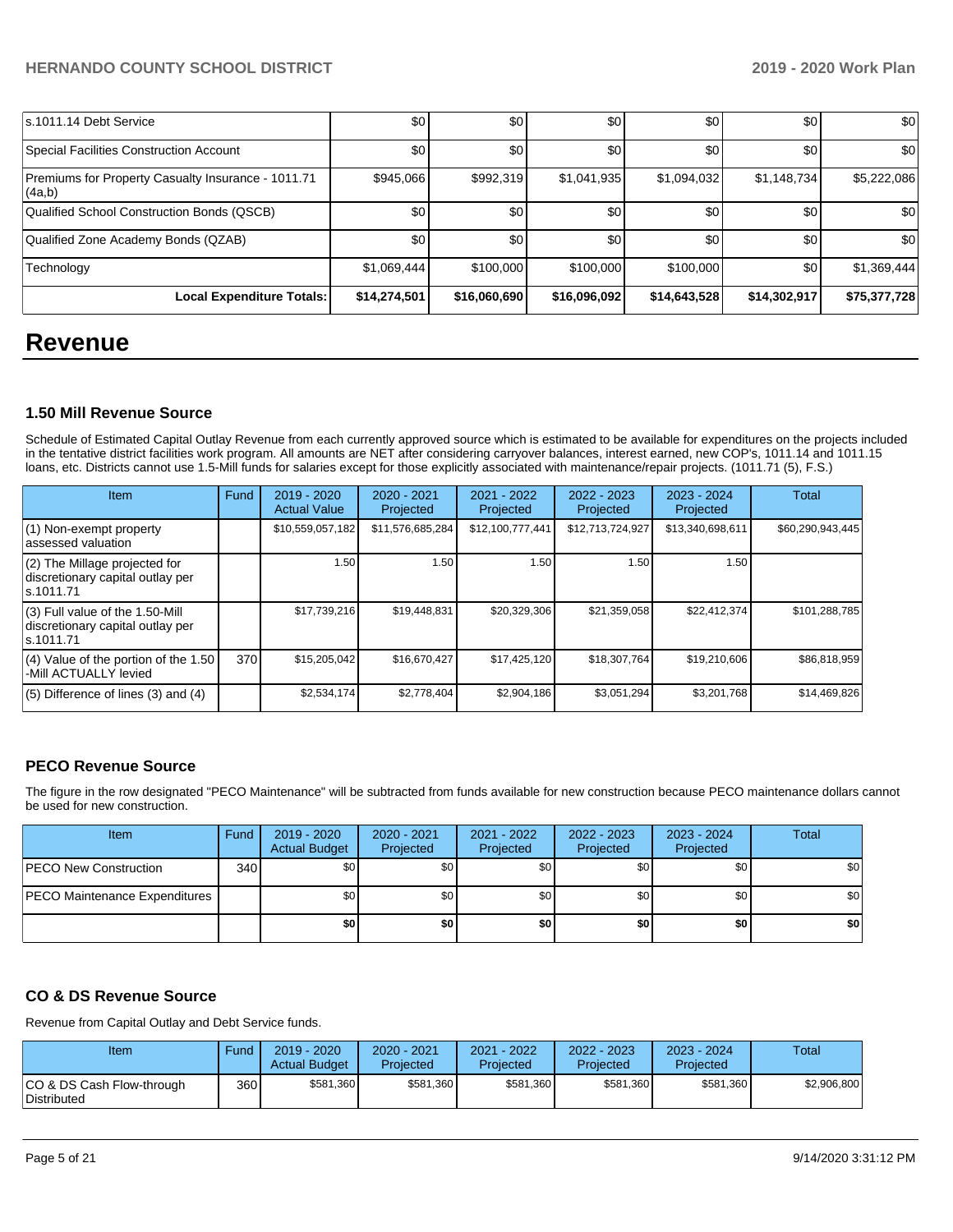| | | | | | | |
|---|---|---|---|---|---|---|
| s.1011.14 Debt Service | $0 | $0 | $0 | $0 | $0 | $0 |
| Special Facilities Construction Account | $0 | $0 | $0 | $0 | $0 | $0 |
| Premiums for Property Casualty Insurance - 1011.71 (4a,b) | $945,066 | $992,319 | $1,041,935 | $1,094,032 | $1,148,734 | $5,222,086 |
| Qualified School Construction Bonds (QSCB) | $0 | $0 | $0 | $0 | $0 | $0 |
| Qualified Zone Academy Bonds (QZAB) | $0 | $0 | $0 | $0 | $0 | $0 |
| Technology | $1,069,444 | $100,000 | $100,000 | $100,000 | $0 | $1,369,444 |
| **Local Expenditure Totals:** | **$14,274,501** | **$16,060,690** | **$16,096,092** | **$14,643,528** | **$14,302,917** | **$75,377,728** |

# Revenue

### 1.50 Mill Revenue Source

Schedule of Estimated Capital Outlay Revenue from each currently approved source which is estimated to be available for expenditures on the projects included in the tentative district facilities work program. All amounts are NET after considering carryover balances, interest earned, new COP's, 1011.14 and 1011.15 loans, etc. Districts cannot use 1.5-Mill funds for salaries except for those explicitly associated with maintenance/repair projects. (1011.71 (5), F.S.)

| Item | Fund | 2019 - 2020 Actual Value | 2020 - 2021 Projected | 2021 - 2022 Projected | 2022 - 2023 Projected | 2023 - 2024 Projected | Total |
|---|---|---|---|---|---|---|---|
| (1) Non-exempt property assessed valuation | | $10,559,057,182 | $11,576,685,284 | $12,100,777,441 | $12,713,724,927 | $13,340,698,611 | $60,290,943,445 |
| (2) The Millage projected for discretionary capital outlay per s.1011.71 | | 1.50 | 1.50 | 1.50 | 1.50 | 1.50 | |
| (3) Full value of the 1.50-Mill discretionary capital outlay per s.1011.71 | | $17,739,216 | $19,448,831 | $20,329,306 | $21,359,058 | $22,412,374 | $101,288,785 |
| (4) Value of the portion of the 1.50 -Mill ACTUALLY levied | 370 | $15,205,042 | $16,670,427 | $17,425,120 | $18,307,764 | $19,210,606 | $86,818,959 |
| (5) Difference of lines (3) and (4) | | $2,534,174 | $2,778,404 | $2,904,186 | $3,051,294 | $3,201,768 | $14,469,826 |

### PECO Revenue Source

The figure in the row designated "PECO Maintenance" will be subtracted from funds available for new construction because PECO maintenance dollars cannot be used for new construction.

| Item | Fund | 2019 - 2020 Actual Budget | 2020 - 2021 Projected | 2021 - 2022 Projected | 2022 - 2023 Projected | 2023 - 2024 Projected | Total |
|---|---|---|---|---|---|---|---|
| PECO New Construction | 340 | $0 | $0 | $0 | $0 | $0 | $0 |
| PECO Maintenance Expenditures | | $0 | $0 | $0 | $0 | $0 | $0 |
| | | **$0** | **$0** | **$0** | **$0** | **$0** | **$0** |

### CO & DS Revenue Source

Revenue from Capital Outlay and Debt Service funds.

| Item | Fund | 2019 - 2020 Actual Budget | 2020 - 2021 Projected | 2021 - 2022 Projected | 2022 - 2023 Projected | 2023 - 2024 Projected | Total |
|---|---|---|---|---|---|---|---|
| CO & DS Cash Flow-through Distributed | 360 | $581,360 | $581,360 | $581,360 | $581,360 | $581,360 | $2,906,800 |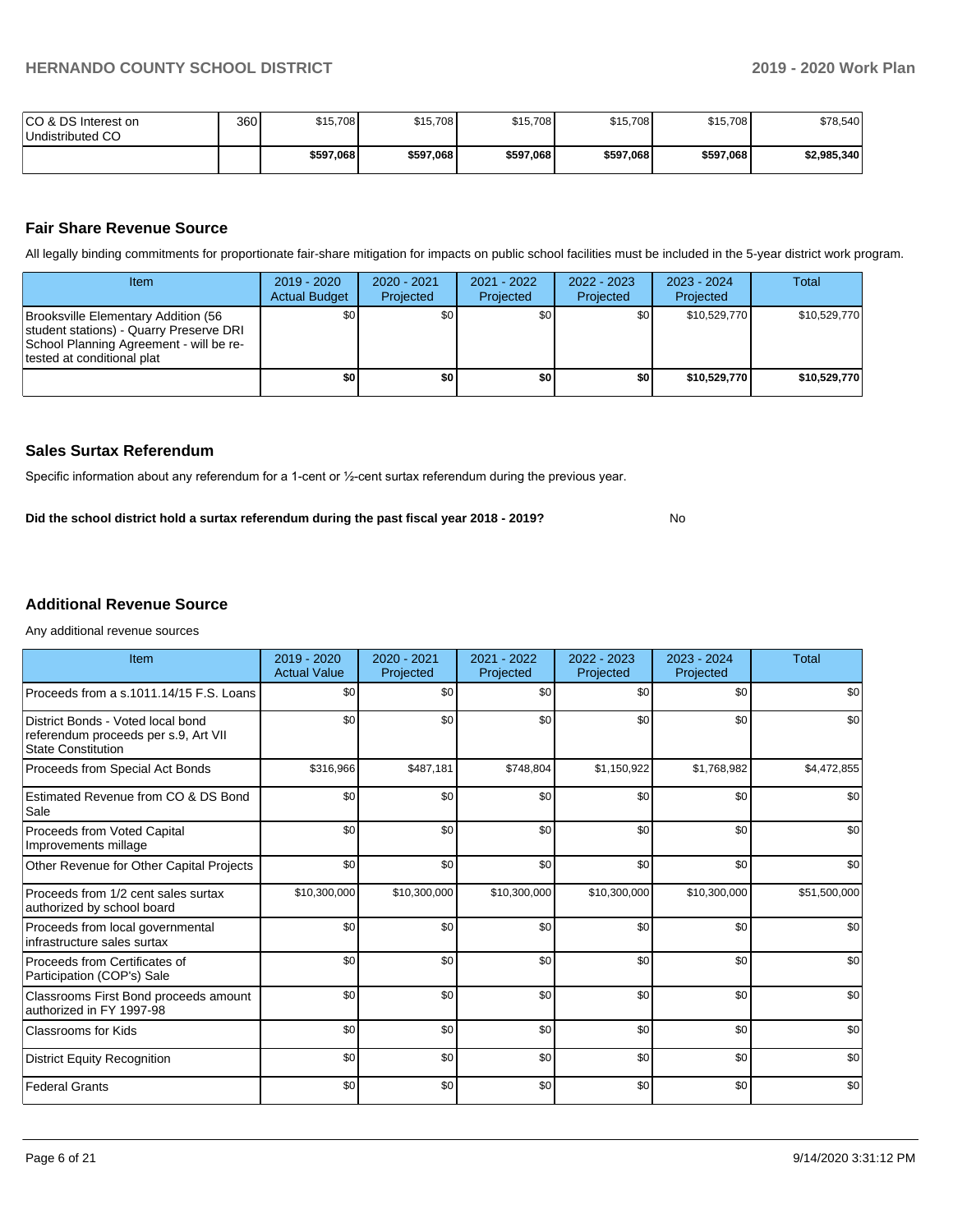| CO & DS Interest on Undistributed CO | 360 | $15,708 | $15,708 | $15,708 | $15,708 | $15,708 | $78,540 |
|---|---|---|---|---|---|---|---|
| | | **$597,068** | **$597,068** | **$597,068** | **$597,068** | **$597,068** | **$2,985,340** |

## Fair Share Revenue Source

All legally binding commitments for proportionate fair-share mitigation for impacts on public school facilities must be included in the 5-year district work program.

| Item | 2019 - 2020 Actual Budget | 2020 - 2021 Projected | 2021 - 2022 Projected | 2022 - 2023 Projected | 2023 - 2024 Projected | Total |
|---|---|---|---|---|---|---|
| Brooksville Elementary Addition (56 student stations) - Quarry Preserve DRI School Planning Agreement - will be re-tested at conditional plat | $0 | $0 | $0 | $0 | $10,529,770 | $10,529,770 |
| | **$0** | **$0** | **$0** | **$0** | **$10,529,770** | **$10,529,770** |

## Sales Surtax Referendum

Specific information about any referendum for a 1-cent or ½-cent surtax referendum during the previous year.

**Did the school district hold a surtax referendum during the past fiscal year 2018 - 2019?** No

## Additional Revenue Source

Any additional revenue sources

| Item | 2019 - 2020 Actual Value | 2020 - 2021 Projected | 2021 - 2022 Projected | 2022 - 2023 Projected | 2023 - 2024 Projected | Total |
|---|---|---|---|---|---|---|
| Proceeds from a s.1011.14/15 F.S. Loans | $0 | $0 | $0 | $0 | $0 | $0 |
| District Bonds - Voted local bond referendum proceeds per s.9, Art VII State Constitution | $0 | $0 | $0 | $0 | $0 | $0 |
| Proceeds from Special Act Bonds | $316,966 | $487,181 | $748,804 | $1,150,922 | $1,768,982 | $4,472,855 |
| Estimated Revenue from CO & DS Bond Sale | $0 | $0 | $0 | $0 | $0 | $0 |
| Proceeds from Voted Capital Improvements millage | $0 | $0 | $0 | $0 | $0 | $0 |
| Other Revenue for Other Capital Projects | $0 | $0 | $0 | $0 | $0 | $0 |
| Proceeds from 1/2 cent sales surtax authorized by school board | $10,300,000 | $10,300,000 | $10,300,000 | $10,300,000 | $10,300,000 | $51,500,000 |
| Proceeds from local governmental infrastructure sales surtax | $0 | $0 | $0 | $0 | $0 | $0 |
| Proceeds from Certificates of Participation (COP's) Sale | $0 | $0 | $0 | $0 | $0 | $0 |
| Classrooms First Bond proceeds amount authorized in FY 1997-98 | $0 | $0 | $0 | $0 | $0 | $0 |
| Classrooms for Kids | $0 | $0 | $0 | $0 | $0 | $0 |
| District Equity Recognition | $0 | $0 | $0 | $0 | $0 | $0 |
| Federal Grants | $0 | $0 | $0 | $0 | $0 | $0 |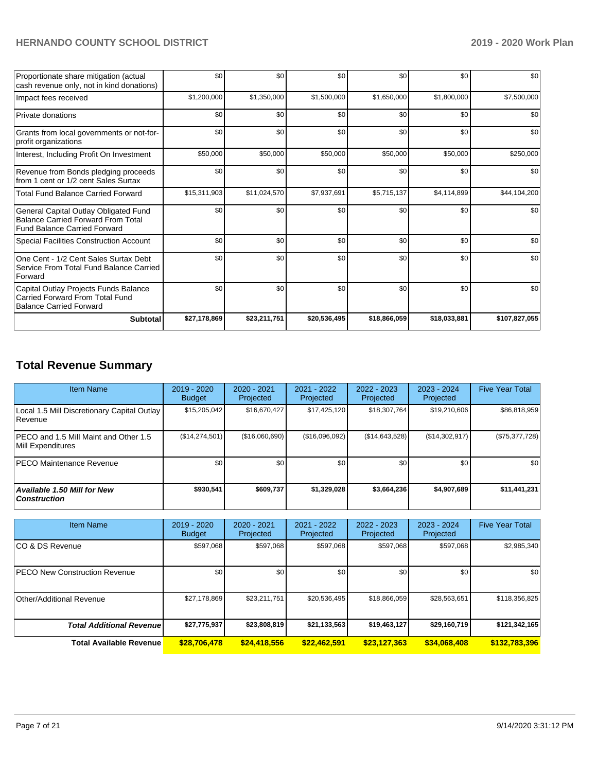| | | | | | | |
|---|---|---|---|---|---|---|
| Proportionate share mitigation (actual cash revenue only, not in kind donations) | $0 | $0 | $0 | $0 | $0 | $0 |
| Impact fees received | $1,200,000 | $1,350,000 | $1,500,000 | $1,650,000 | $1,800,000 | $7,500,000 |
| Private donations | $0 | $0 | $0 | $0 | $0 | $0 |
| Grants from local governments or not-for-profit organizations | $0 | $0 | $0 | $0 | $0 | $0 |
| Interest, Including Profit On Investment | $50,000 | $50,000 | $50,000 | $50,000 | $50,000 | $250,000 |
| Revenue from Bonds pledging proceeds from 1 cent or 1/2 cent Sales Surtax | $0 | $0 | $0 | $0 | $0 | $0 |
| Total Fund Balance Carried Forward | $15,311,903 | $11,024,570 | $7,937,691 | $5,715,137 | $4,114,899 | $44,104,200 |
| General Capital Outlay Obligated Fund Balance Carried Forward From Total Fund Balance Carried Forward | $0 | $0 | $0 | $0 | $0 | $0 |
| Special Facilities Construction Account | $0 | $0 | $0 | $0 | $0 | $0 |
| One Cent - 1/2 Cent Sales Surtax Debt Service From Total Fund Balance Carried Forward | $0 | $0 | $0 | $0 | $0 | $0 |
| Capital Outlay Projects Funds Balance Carried Forward From Total Fund Balance Carried Forward | $0 | $0 | $0 | $0 | $0 | $0 |
| **Subtotal** | **$27,178,869** | **$23,211,751** | **$20,536,495** | **$18,866,059** | **$18,033,881** | **$107,827,055** |

## Total Revenue Summary

| Item Name | 2019 - 2020 Budget | 2020 - 2021 Projected | 2021 - 2022 Projected | 2022 - 2023 Projected | 2023 - 2024 Projected | Five Year Total |
|---|---|---|---|---|---|---|
| Local 1.5 Mill Discretionary Capital Outlay Revenue | $15,205,042 | $16,670,427 | $17,425,120 | $18,307,764 | $19,210,606 | $86,818,959 |
| PECO and 1.5 Mill Maint and Other 1.5 Mill Expenditures | ($14,274,501) | ($16,060,690) | ($16,096,092) | ($14,643,528) | ($14,302,917) | ($75,377,728) |
| PECO Maintenance Revenue | $0 | $0 | $0 | $0 | $0 | $0 |
| ***Available 1.50 Mill for New Construction*** | **$930,541** | **$609,737** | **$1,329,028** | **$3,664,236** | **$4,907,689** | **$11,441,231** |

| Item Name | 2019 - 2020 Budget | 2020 - 2021 Projected | 2021 - 2022 Projected | 2022 - 2023 Projected | 2023 - 2024 Projected | Five Year Total |
|---|---|---|---|---|---|---|
| CO & DS Revenue | $597,068 | $597,068 | $597,068 | $597,068 | $597,068 | $2,985,340 |
| PECO New Construction Revenue | $0 | $0 | $0 | $0 | $0 | $0 |
| Other/Additional Revenue | $27,178,869 | $23,211,751 | $20,536,495 | $18,866,059 | $28,563,651 | $118,356,825 |
| ***Total Additional Revenue*** | **$27,775,937** | **$23,808,819** | **$21,133,563** | **$19,463,127** | **$29,160,719** | **$121,342,165** |
| **Total Available Revenue** | **$28,706,478** | **$24,418,556** | **$22,462,591** | **$23,127,363** | **$34,068,408** | **$132,783,396** |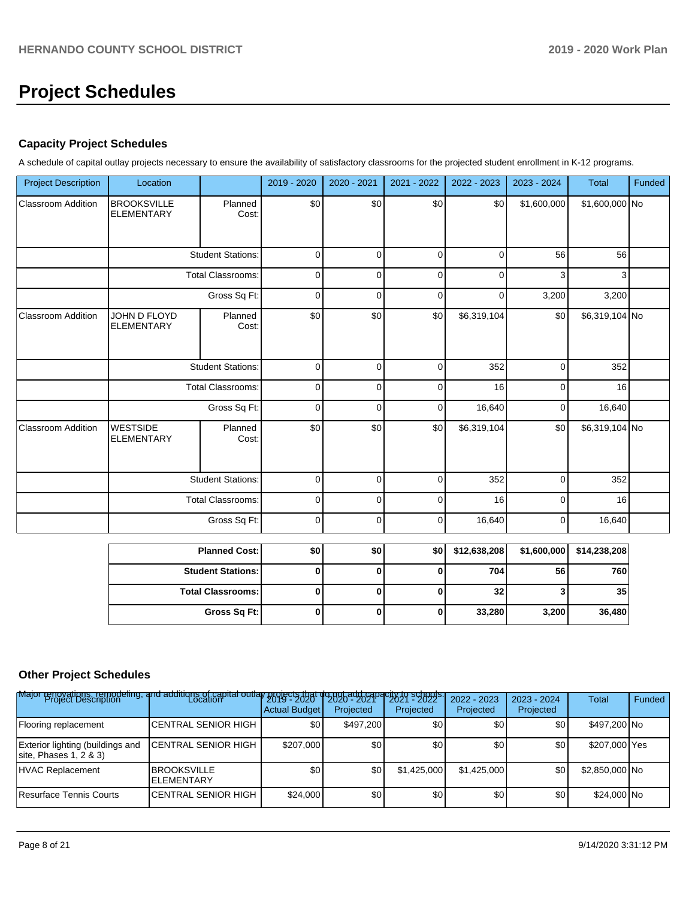# Project Schedules

## Capacity Project Schedules

A schedule of capital outlay projects necessary to ensure the availability of satisfactory classrooms for the projected student enrollment in K-12 programs.

| Project Description | Location | | 2019 - 2020 | 2020 - 2021 | 2021 - 2022 | 2022 - 2023 | 2023 - 2024 | Total | Funded |
|---|---|---|---|---|---|---|---|---|---|
| Classroom Addition | BROOKSVILLE ELEMENTARY | Planned Cost: | $0 | $0 | $0 | $0 | $1,600,000 | $1,600,000 | No |
| | | Student Stations: | 0 | 0 | 0 | 0 | 56 | 56 | |
| | | Total Classrooms: | 0 | 0 | 0 | 0 | 3 | 3 | |
| | | Gross Sq Ft: | 0 | 0 | 0 | 0 | 3,200 | 3,200 | |
| Classroom Addition | JOHN D FLOYD ELEMENTARY | Planned Cost: | $0 | $0 | $0 | $6,319,104 | $0 | $6,319,104 | No |
| | | Student Stations: | 0 | 0 | 0 | 352 | 0 | 352 | |
| | | Total Classrooms: | 0 | 0 | 0 | 16 | 0 | 16 | |
| | | Gross Sq Ft: | 0 | 0 | 0 | 16,640 | 0 | 16,640 | |
| Classroom Addition | WESTSIDE ELEMENTARY | Planned Cost: | $0 | $0 | $0 | $6,319,104 | $0 | $6,319,104 | No |
| | | Student Stations: | 0 | 0 | 0 | 352 | 0 | 352 | |
| | | Total Classrooms: | 0 | 0 | 0 | 16 | 0 | 16 | |
| | | Gross Sq Ft: | 0 | 0 | 0 | 16,640 | 0 | 16,640 | |

| | 2019 - 2020 | 2020 - 2021 | 2021 - 2022 | 2022 - 2023 | 2023 - 2024 | Total |
|---|---|---|---|---|---|---|
| **Planned Cost:** | **$0** | **$0** | **$0** | **$12,638,208** | **$1,600,000** | **$14,238,208** |
| **Student Stations:** | **0** | **0** | **0** | **704** | **56** | **760** |
| **Total Classrooms:** | **0** | **0** | **0** | **32** | **3** | **35** |
| **Gross Sq Ft:** | **0** | **0** | **0** | **33,280** | **3,200** | **36,480** |

## Other Project Schedules

Major renovations, remodeling, and additions of capital outlay projects that do not add capacity to schools.

| Project Description | Location | 2019 - 2020 Actual Budget | 2020 - 2021 Projected | 2021 - 2022 Projected | 2022 - 2023 Projected | 2023 - 2024 Projected | Total | Funded |
|---|---|---|---|---|---|---|---|---|
| Flooring replacement | CENTRAL SENIOR HIGH | $0 | $497,200 | $0 | $0 | $0 | $497,200 | No |
| Exterior lighting (buildings and site, Phases 1, 2 & 3) | CENTRAL SENIOR HIGH | $207,000 | $0 | $0 | $0 | $0 | $207,000 | Yes |
| HVAC Replacement | BROOKSVILLE ELEMENTARY | $0 | $0 | $1,425,000 | $1,425,000 | $0 | $2,850,000 | No |
| Resurface Tennis Courts | CENTRAL SENIOR HIGH | $24,000 | $0 | $0 | $0 | $0 | $24,000 | No |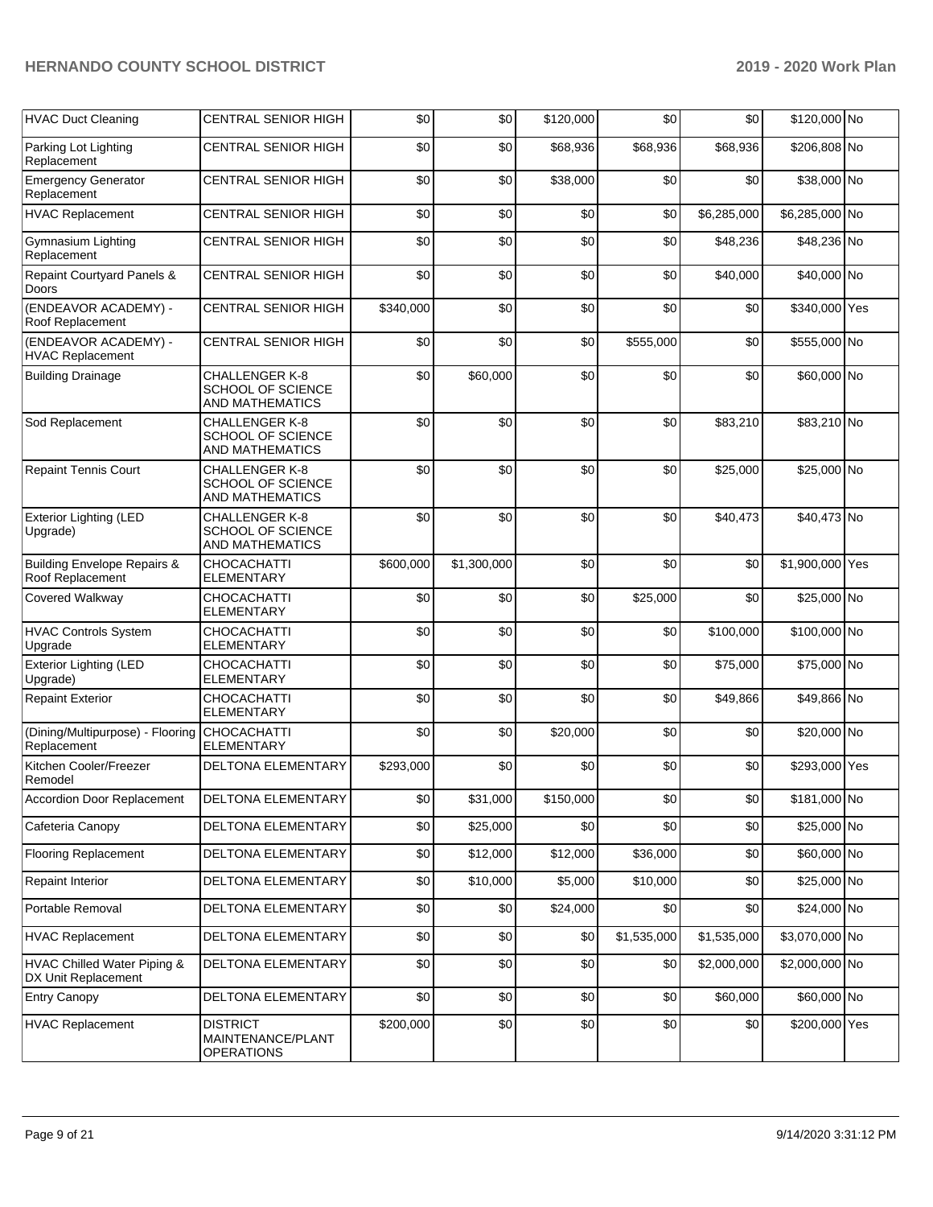| HVAC Duct Cleaning | CENTRAL SENIOR HIGH | $0 | $0 | $120,000 | $0 | $0 | $120,000 | No |
|---|---|---|---|---|---|---|---|---|
| Parking Lot Lighting Replacement | CENTRAL SENIOR HIGH | $0 | $0 | $68,936 | $68,936 | $68,936 | $206,808 | No |
| Emergency Generator Replacement | CENTRAL SENIOR HIGH | $0 | $0 | $38,000 | $0 | $0 | $38,000 | No |
| HVAC Replacement | CENTRAL SENIOR HIGH | $0 | $0 | $0 | $0 | $6,285,000 | $6,285,000 | No |
| Gymnasium Lighting Replacement | CENTRAL SENIOR HIGH | $0 | $0 | $0 | $0 | $48,236 | $48,236 | No |
| Repaint Courtyard Panels & Doors | CENTRAL SENIOR HIGH | $0 | $0 | $0 | $0 | $40,000 | $40,000 | No |
| (ENDEAVOR ACADEMY) - Roof Replacement | CENTRAL SENIOR HIGH | $340,000 | $0 | $0 | $0 | $0 | $340,000 | Yes |
| (ENDEAVOR ACADEMY) - HVAC Replacement | CENTRAL SENIOR HIGH | $0 | $0 | $0 | $555,000 | $0 | $555,000 | No |
| Building Drainage | CHALLENGER K-8 SCHOOL OF SCIENCE AND MATHEMATICS | $0 | $60,000 | $0 | $0 | $0 | $60,000 | No |
| Sod Replacement | CHALLENGER K-8 SCHOOL OF SCIENCE AND MATHEMATICS | $0 | $0 | $0 | $0 | $83,210 | $83,210 | No |
| Repaint Tennis Court | CHALLENGER K-8 SCHOOL OF SCIENCE AND MATHEMATICS | $0 | $0 | $0 | $0 | $25,000 | $25,000 | No |
| Exterior Lighting (LED Upgrade) | CHALLENGER K-8 SCHOOL OF SCIENCE AND MATHEMATICS | $0 | $0 | $0 | $0 | $40,473 | $40,473 | No |
| Building Envelope Repairs & Roof Replacement | CHOCACHATTI ELEMENTARY | $600,000 | $1,300,000 | $0 | $0 | $0 | $1,900,000 | Yes |
| Covered Walkway | CHOCACHATTI ELEMENTARY | $0 | $0 | $0 | $25,000 | $0 | $25,000 | No |
| HVAC Controls System Upgrade | CHOCACHATTI ELEMENTARY | $0 | $0 | $0 | $0 | $100,000 | $100,000 | No |
| Exterior Lighting (LED Upgrade) | CHOCACHATTI ELEMENTARY | $0 | $0 | $0 | $0 | $75,000 | $75,000 | No |
| Repaint Exterior | CHOCACHATTI ELEMENTARY | $0 | $0 | $0 | $0 | $49,866 | $49,866 | No |
| (Dining/Multipurpose) - Flooring Replacement | CHOCACHATTI ELEMENTARY | $0 | $0 | $20,000 | $0 | $0 | $20,000 | No |
| Kitchen Cooler/Freezer Remodel | DELTONA ELEMENTARY | $293,000 | $0 | $0 | $0 | $0 | $293,000 | Yes |
| Accordion Door Replacement | DELTONA ELEMENTARY | $0 | $31,000 | $150,000 | $0 | $0 | $181,000 | No |
| Cafeteria Canopy | DELTONA ELEMENTARY | $0 | $25,000 | $0 | $0 | $0 | $25,000 | No |
| Flooring Replacement | DELTONA ELEMENTARY | $0 | $12,000 | $12,000 | $36,000 | $0 | $60,000 | No |
| Repaint Interior | DELTONA ELEMENTARY | $0 | $10,000 | $5,000 | $10,000 | $0 | $25,000 | No |
| Portable Removal | DELTONA ELEMENTARY | $0 | $0 | $24,000 | $0 | $0 | $24,000 | No |
| HVAC Replacement | DELTONA ELEMENTARY | $0 | $0 | $0 | $1,535,000 | $1,535,000 | $3,070,000 | No |
| HVAC Chilled Water Piping & DX Unit Replacement | DELTONA ELEMENTARY | $0 | $0 | $0 | $0 | $2,000,000 | $2,000,000 | No |
| Entry Canopy | DELTONA ELEMENTARY | $0 | $0 | $0 | $0 | $60,000 | $60,000 | No |
| HVAC Replacement | DISTRICT MAINTENANCE/PLANT OPERATIONS | $200,000 | $0 | $0 | $0 | $0 | $200,000 | Yes |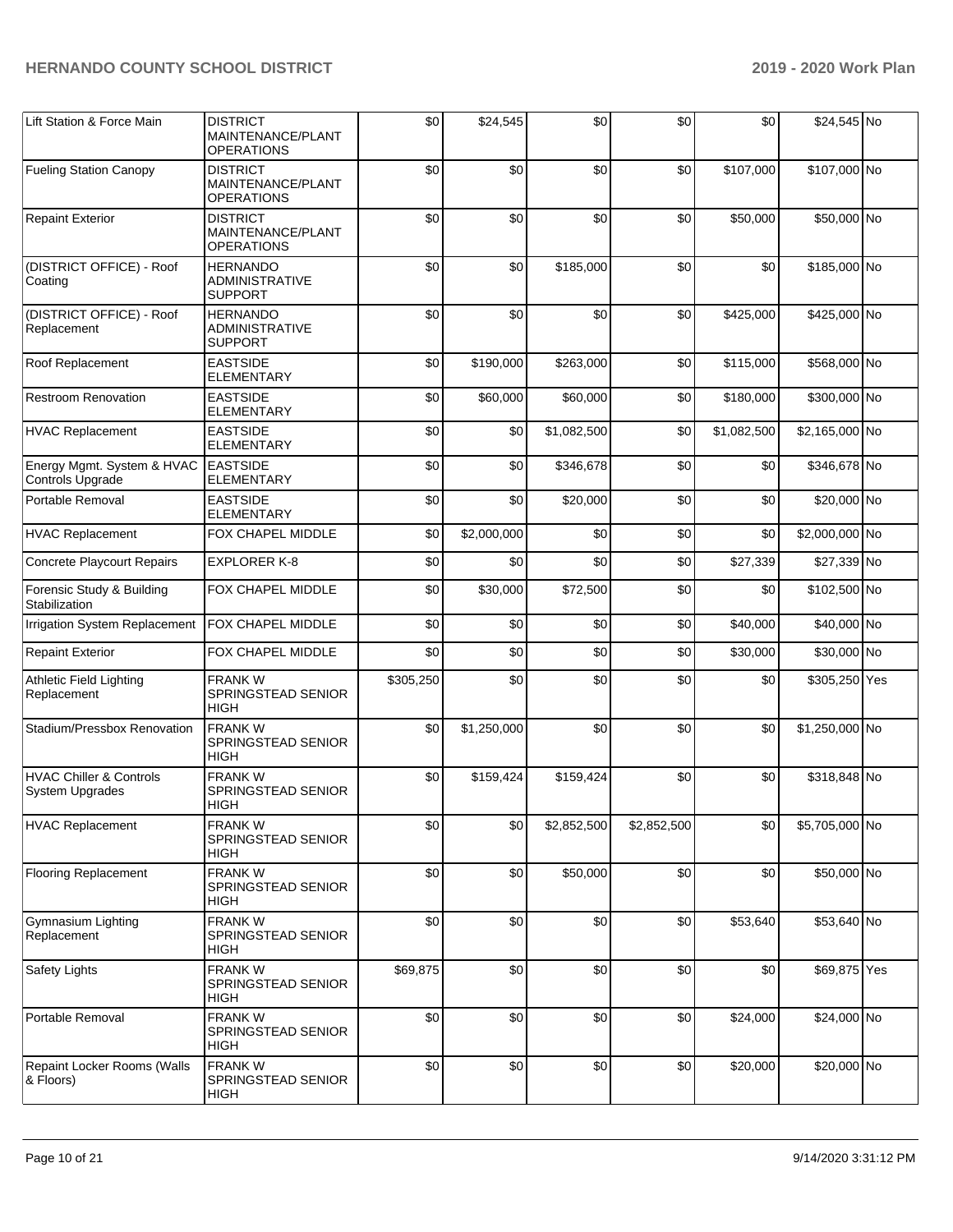| Lift Station & Force Main | DISTRICT MAINTENANCE/PLANT OPERATIONS | $0 | $24,545 | $0 | $0 | $0 | $24,545 | No |
|---|---|---|---|---|---|---|---|---|
| Fueling Station Canopy | DISTRICT MAINTENANCE/PLANT OPERATIONS | $0 | $0 | $0 | $0 | $107,000 | $107,000 | No |
| Repaint Exterior | DISTRICT MAINTENANCE/PLANT OPERATIONS | $0 | $0 | $0 | $0 | $50,000 | $50,000 | No |
| (DISTRICT OFFICE) - Roof Coating | HERNANDO ADMINISTRATIVE SUPPORT | $0 | $0 | $185,000 | $0 | $0 | $185,000 | No |
| (DISTRICT OFFICE) - Roof Replacement | HERNANDO ADMINISTRATIVE SUPPORT | $0 | $0 | $0 | $0 | $425,000 | $425,000 | No |
| Roof Replacement | EASTSIDE ELEMENTARY | $0 | $190,000 | $263,000 | $0 | $115,000 | $568,000 | No |
| Restroom Renovation | EASTSIDE ELEMENTARY | $0 | $60,000 | $60,000 | $0 | $180,000 | $300,000 | No |
| HVAC Replacement | EASTSIDE ELEMENTARY | $0 | $0 | $1,082,500 | $0 | $1,082,500 | $2,165,000 | No |
| Energy Mgmt. System & HVAC Controls Upgrade | EASTSIDE ELEMENTARY | $0 | $0 | $346,678 | $0 | $0 | $346,678 | No |
| Portable Removal | EASTSIDE ELEMENTARY | $0 | $0 | $20,000 | $0 | $0 | $20,000 | No |
| HVAC Replacement | FOX CHAPEL MIDDLE | $0 | $2,000,000 | $0 | $0 | $0 | $2,000,000 | No |
| Concrete Playcourt Repairs | EXPLORER K-8 | $0 | $0 | $0 | $0 | $27,339 | $27,339 | No |
| Forensic Study & Building Stabilization | FOX CHAPEL MIDDLE | $0 | $30,000 | $72,500 | $0 | $0 | $102,500 | No |
| Irrigation System Replacement | FOX CHAPEL MIDDLE | $0 | $0 | $0 | $0 | $40,000 | $40,000 | No |
| Repaint Exterior | FOX CHAPEL MIDDLE | $0 | $0 | $0 | $0 | $30,000 | $30,000 | No |
| Athletic Field Lighting Replacement | FRANK W SPRINGSTEAD SENIOR HIGH | $305,250 | $0 | $0 | $0 | $0 | $305,250 | Yes |
| Stadium/Pressbox Renovation | FRANK W SPRINGSTEAD SENIOR HIGH | $0 | $1,250,000 | $0 | $0 | $0 | $1,250,000 | No |
| HVAC Chiller & Controls System Upgrades | FRANK W SPRINGSTEAD SENIOR HIGH | $0 | $159,424 | $159,424 | $0 | $0 | $318,848 | No |
| HVAC Replacement | FRANK W SPRINGSTEAD SENIOR HIGH | $0 | $0 | $2,852,500 | $2,852,500 | $0 | $5,705,000 | No |
| Flooring Replacement | FRANK W SPRINGSTEAD SENIOR HIGH | $0 | $0 | $50,000 | $0 | $0 | $50,000 | No |
| Gymnasium Lighting Replacement | FRANK W SPRINGSTEAD SENIOR HIGH | $0 | $0 | $0 | $0 | $53,640 | $53,640 | No |
| Safety Lights | FRANK W SPRINGSTEAD SENIOR HIGH | $69,875 | $0 | $0 | $0 | $0 | $69,875 | Yes |
| Portable Removal | FRANK W SPRINGSTEAD SENIOR HIGH | $0 | $0 | $0 | $0 | $24,000 | $24,000 | No |
| Repaint Locker Rooms (Walls & Floors) | FRANK W SPRINGSTEAD SENIOR HIGH | $0 | $0 | $0 | $0 | $20,000 | $20,000 | No |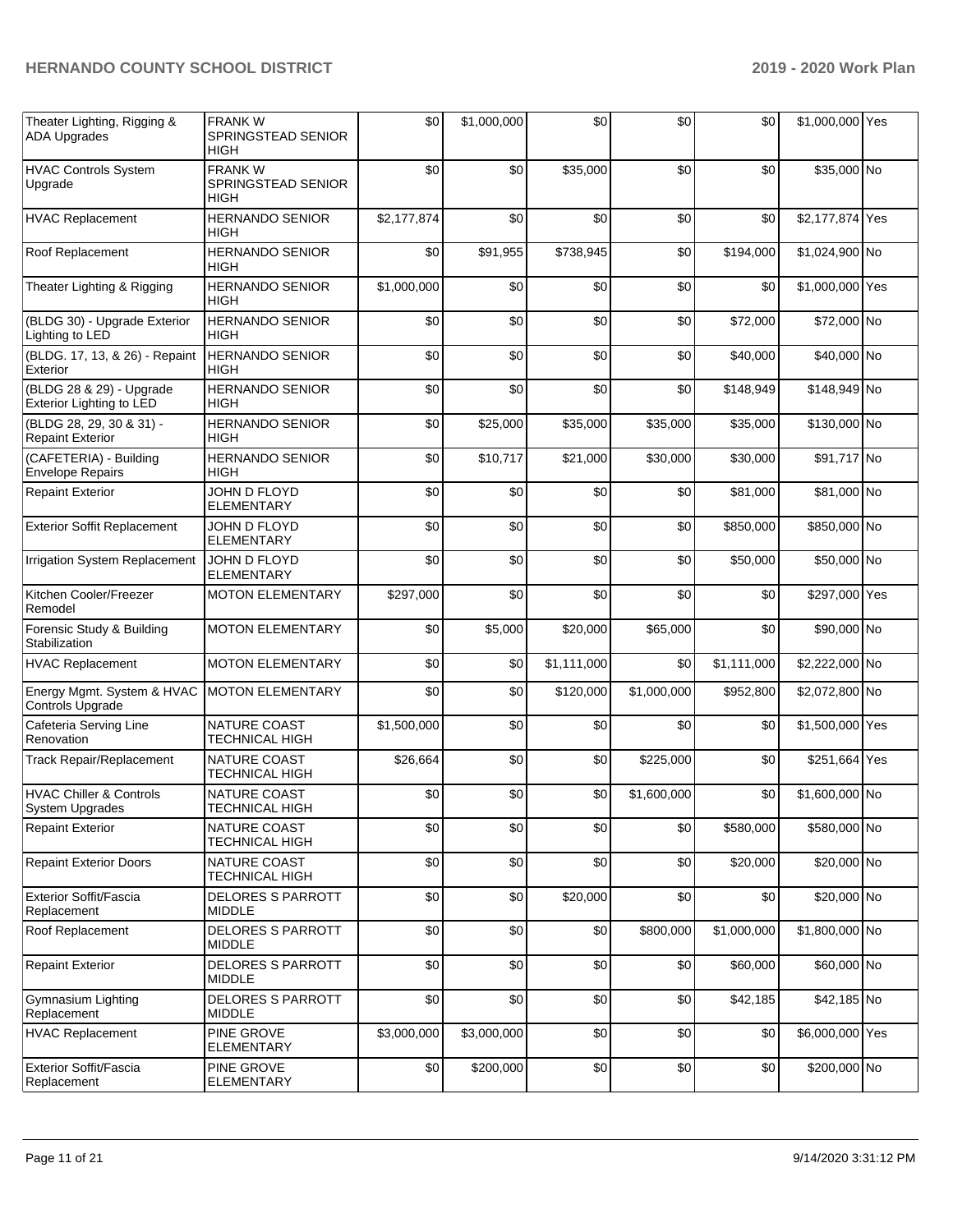| Theater Lighting, Rigging & ADA Upgrades | FRANK W SPRINGSTEAD SENIOR HIGH | $0 | $1,000,000 | $0 | $0 | $0 | $1,000,000 | Yes |
|---|---|---|---|---|---|---|---|---|
| HVAC Controls System Upgrade | FRANK W SPRINGSTEAD SENIOR HIGH | $0 | $0 | $35,000 | $0 | $0 | $35,000 | No |
| HVAC Replacement | HERNANDO SENIOR HIGH | $2,177,874 | $0 | $0 | $0 | $0 | $2,177,874 | Yes |
| Roof Replacement | HERNANDO SENIOR HIGH | $0 | $91,955 | $738,945 | $0 | $194,000 | $1,024,900 | No |
| Theater Lighting & Rigging | HERNANDO SENIOR HIGH | $1,000,000 | $0 | $0 | $0 | $0 | $1,000,000 | Yes |
| (BLDG 30) - Upgrade Exterior Lighting to LED | HERNANDO SENIOR HIGH | $0 | $0 | $0 | $0 | $72,000 | $72,000 | No |
| (BLDG. 17, 13, & 26) - Repaint Exterior | HERNANDO SENIOR HIGH | $0 | $0 | $0 | $0 | $40,000 | $40,000 | No |
| (BLDG 28 & 29) - Upgrade Exterior Lighting to LED | HERNANDO SENIOR HIGH | $0 | $0 | $0 | $0 | $148,949 | $148,949 | No |
| (BLDG 28, 29, 30 & 31) - Repaint Exterior | HERNANDO SENIOR HIGH | $0 | $25,000 | $35,000 | $35,000 | $35,000 | $130,000 | No |
| (CAFETERIA) - Building Envelope Repairs | HERNANDO SENIOR HIGH | $0 | $10,717 | $21,000 | $30,000 | $30,000 | $91,717 | No |
| Repaint Exterior | JOHN D FLOYD ELEMENTARY | $0 | $0 | $0 | $0 | $81,000 | $81,000 | No |
| Exterior Soffit Replacement | JOHN D FLOYD ELEMENTARY | $0 | $0 | $0 | $0 | $850,000 | $850,000 | No |
| Irrigation System Replacement | JOHN D FLOYD ELEMENTARY | $0 | $0 | $0 | $0 | $50,000 | $50,000 | No |
| Kitchen Cooler/Freezer Remodel | MOTON ELEMENTARY | $297,000 | $0 | $0 | $0 | $0 | $297,000 | Yes |
| Forensic Study & Building Stabilization | MOTON ELEMENTARY | $0 | $5,000 | $20,000 | $65,000 | $0 | $90,000 | No |
| HVAC Replacement | MOTON ELEMENTARY | $0 | $0 | $1,111,000 | $0 | $1,111,000 | $2,222,000 | No |
| Energy Mgmt. System & HVAC Controls Upgrade | MOTON ELEMENTARY | $0 | $0 | $120,000 | $1,000,000 | $952,800 | $2,072,800 | No |
| Cafeteria Serving Line Renovation | NATURE COAST TECHNICAL HIGH | $1,500,000 | $0 | $0 | $0 | $0 | $1,500,000 | Yes |
| Track Repair/Replacement | NATURE COAST TECHNICAL HIGH | $26,664 | $0 | $0 | $225,000 | $0 | $251,664 | Yes |
| HVAC Chiller & Controls System Upgrades | NATURE COAST TECHNICAL HIGH | $0 | $0 | $0 | $1,600,000 | $0 | $1,600,000 | No |
| Repaint Exterior | NATURE COAST TECHNICAL HIGH | $0 | $0 | $0 | $0 | $580,000 | $580,000 | No |
| Repaint Exterior Doors | NATURE COAST TECHNICAL HIGH | $0 | $0 | $0 | $0 | $20,000 | $20,000 | No |
| Exterior Soffit/Fascia Replacement | DELORES S PARROTT MIDDLE | $0 | $0 | $20,000 | $0 | $0 | $20,000 | No |
| Roof Replacement | DELORES S PARROTT MIDDLE | $0 | $0 | $0 | $800,000 | $1,000,000 | $1,800,000 | No |
| Repaint Exterior | DELORES S PARROTT MIDDLE | $0 | $0 | $0 | $0 | $60,000 | $60,000 | No |
| Gymnasium Lighting Replacement | DELORES S PARROTT MIDDLE | $0 | $0 | $0 | $0 | $42,185 | $42,185 | No |
| HVAC Replacement | PINE GROVE ELEMENTARY | $3,000,000 | $3,000,000 | $0 | $0 | $0 | $6,000,000 | Yes |
| Exterior Soffit/Fascia Replacement | PINE GROVE ELEMENTARY | $0 | $200,000 | $0 | $0 | $0 | $200,000 | No |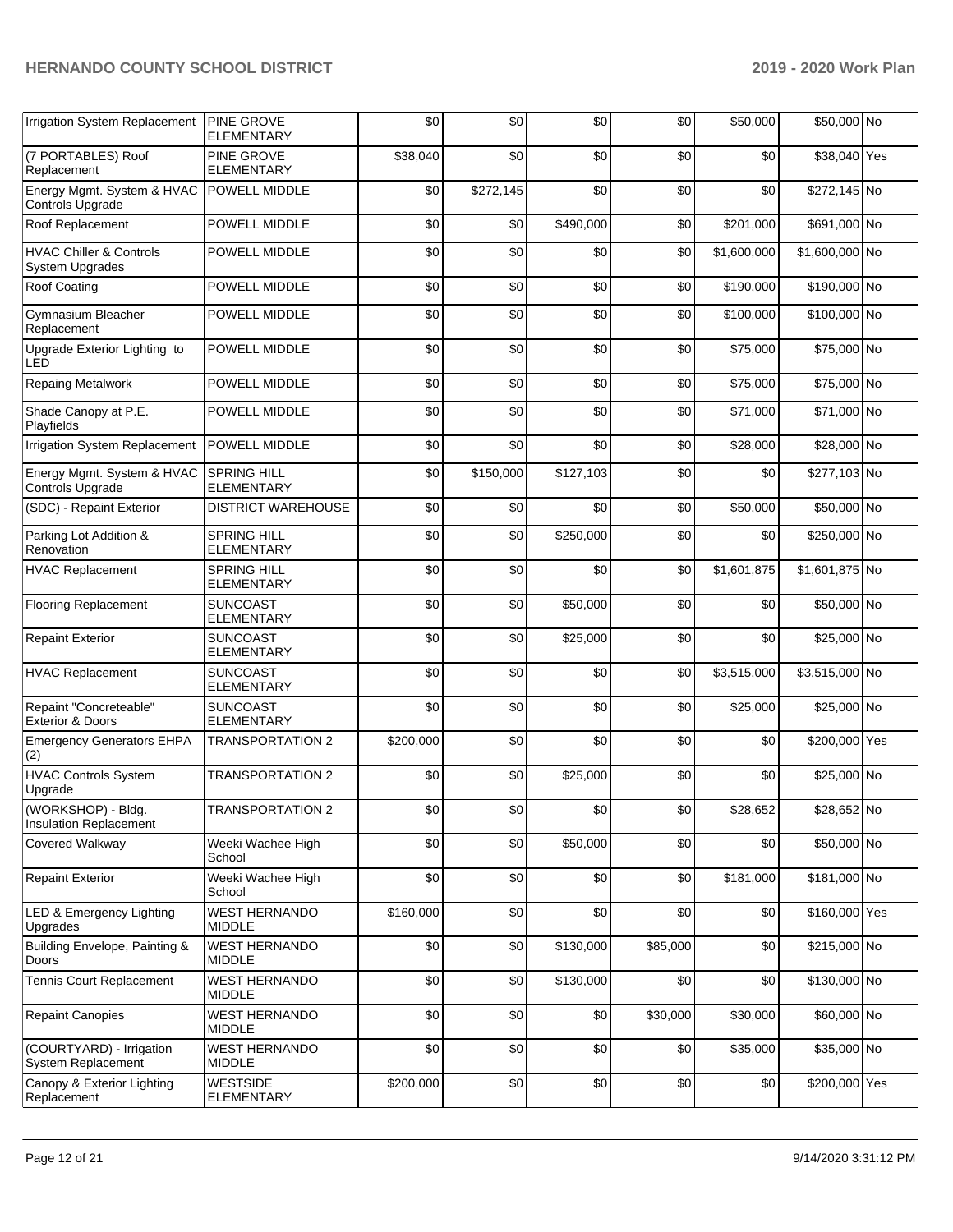| Irrigation System Replacement | PINE GROVE ELEMENTARY | $0 | $0 | $0 | $0 | $50,000 | $50,000 | No |
|---|---|---|---|---|---|---|---|---|
| (7 PORTABLES) Roof Replacement | PINE GROVE ELEMENTARY | $38,040 | $0 | $0 | $0 | $0 | $38,040 | Yes |
| Energy Mgmt. System & HVAC Controls Upgrade | POWELL MIDDLE | $0 | $272,145 | $0 | $0 | $0 | $272,145 | No |
| Roof Replacement | POWELL MIDDLE | $0 | $0 | $490,000 | $0 | $201,000 | $691,000 | No |
| HVAC Chiller & Controls System Upgrades | POWELL MIDDLE | $0 | $0 | $0 | $0 | $1,600,000 | $1,600,000 | No |
| Roof Coating | POWELL MIDDLE | $0 | $0 | $0 | $0 | $190,000 | $190,000 | No |
| Gymnasium Bleacher Replacement | POWELL MIDDLE | $0 | $0 | $0 | $0 | $100,000 | $100,000 | No |
| Upgrade Exterior Lighting to LED | POWELL MIDDLE | $0 | $0 | $0 | $0 | $75,000 | $75,000 | No |
| Repaing Metalwork | POWELL MIDDLE | $0 | $0 | $0 | $0 | $75,000 | $75,000 | No |
| Shade Canopy at P.E. Playfields | POWELL MIDDLE | $0 | $0 | $0 | $0 | $71,000 | $71,000 | No |
| Irrigation System Replacement | POWELL MIDDLE | $0 | $0 | $0 | $0 | $28,000 | $28,000 | No |
| Energy Mgmt. System & HVAC Controls Upgrade | SPRING HILL ELEMENTARY | $0 | $150,000 | $127,103 | $0 | $0 | $277,103 | No |
| (SDC) - Repaint Exterior | DISTRICT WAREHOUSE | $0 | $0 | $0 | $0 | $50,000 | $50,000 | No |
| Parking Lot Addition & Renovation | SPRING HILL ELEMENTARY | $0 | $0 | $250,000 | $0 | $0 | $250,000 | No |
| HVAC Replacement | SPRING HILL ELEMENTARY | $0 | $0 | $0 | $0 | $1,601,875 | $1,601,875 | No |
| Flooring Replacement | SUNCOAST ELEMENTARY | $0 | $0 | $50,000 | $0 | $0 | $50,000 | No |
| Repaint Exterior | SUNCOAST ELEMENTARY | $0 | $0 | $25,000 | $0 | $0 | $25,000 | No |
| HVAC Replacement | SUNCOAST ELEMENTARY | $0 | $0 | $0 | $0 | $3,515,000 | $3,515,000 | No |
| Repaint "Concreteable" Exterior & Doors | SUNCOAST ELEMENTARY | $0 | $0 | $0 | $0 | $25,000 | $25,000 | No |
| Emergency Generators EHPA (2) | TRANSPORTATION 2 | $200,000 | $0 | $0 | $0 | $0 | $200,000 | Yes |
| HVAC Controls System Upgrade | TRANSPORTATION 2 | $0 | $0 | $25,000 | $0 | $0 | $25,000 | No |
| (WORKSHOP) - Bldg. Insulation Replacement | TRANSPORTATION 2 | $0 | $0 | $0 | $0 | $28,652 | $28,652 | No |
| Covered Walkway | Weeki Wachee High School | $0 | $0 | $50,000 | $0 | $0 | $50,000 | No |
| Repaint Exterior | Weeki Wachee High School | $0 | $0 | $0 | $0 | $181,000 | $181,000 | No |
| LED & Emergency Lighting Upgrades | WEST HERNANDO MIDDLE | $160,000 | $0 | $0 | $0 | $0 | $160,000 | Yes |
| Building Envelope, Painting & Doors | WEST HERNANDO MIDDLE | $0 | $0 | $130,000 | $85,000 | $0 | $215,000 | No |
| Tennis Court Replacement | WEST HERNANDO MIDDLE | $0 | $0 | $130,000 | $0 | $0 | $130,000 | No |
| Repaint Canopies | WEST HERNANDO MIDDLE | $0 | $0 | $0 | $30,000 | $30,000 | $60,000 | No |
| (COURTYARD) - Irrigation System Replacement | WEST HERNANDO MIDDLE | $0 | $0 | $0 | $0 | $35,000 | $35,000 | No |
| Canopy & Exterior Lighting Replacement | WESTSIDE ELEMENTARY | $200,000 | $0 | $0 | $0 | $0 | $200,000 | Yes |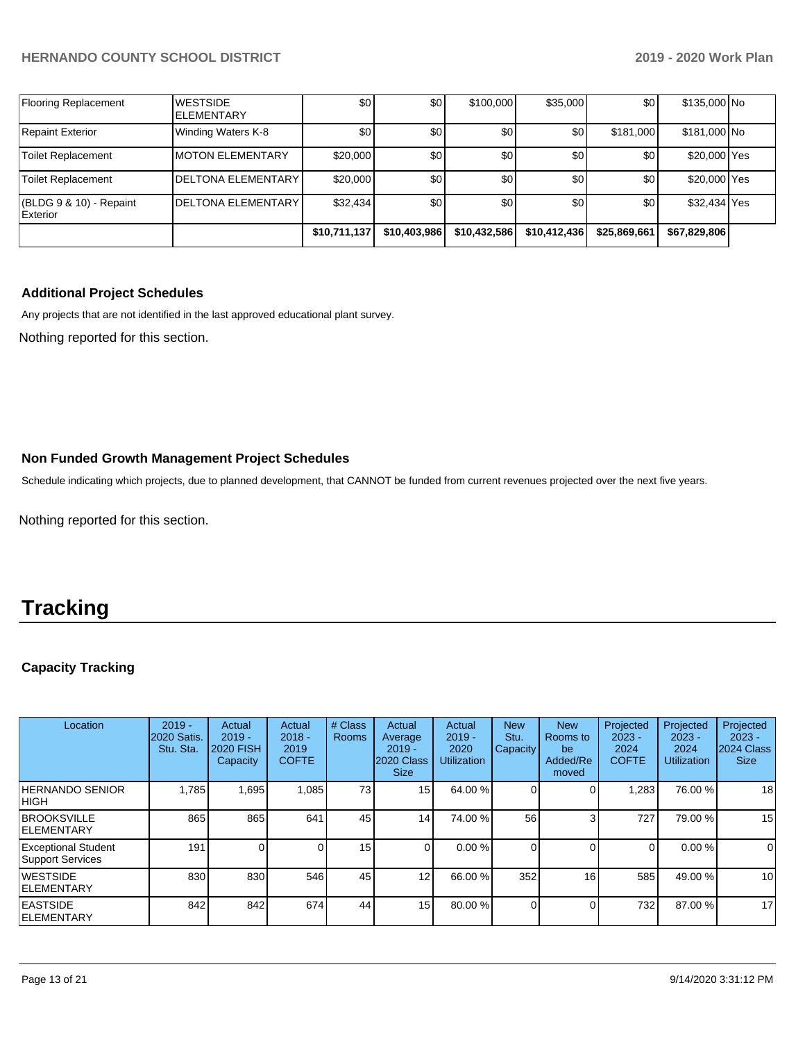| | | | | | | | | |
|---|---|---|---|---|---|---|---|---|
| Flooring Replacement | WESTSIDE ELEMENTARY | $0 | $0 | $100,000 | $35,000 | $0 | $135,000 | No |
| Repaint Exterior | Winding Waters K-8 | $0 | $0 | $0 | $0 | $181,000 | $181,000 | No |
| Toilet Replacement | MOTON ELEMENTARY | $20,000 | $0 | $0 | $0 | $0 | $20,000 | Yes |
| Toilet Replacement | DELTONA ELEMENTARY | $20,000 | $0 | $0 | $0 | $0 | $20,000 | Yes |
| (BLDG 9 & 10) - Repaint Exterior | DELTONA ELEMENTARY | $32,434 | $0 | $0 | $0 | $0 | $32,434 | Yes |
| | | $10,711,137 | $10,403,986 | $10,432,586 | $10,412,436 | $25,869,661 | $67,829,806 | |

### Additional Project Schedules

Any projects that are not identified in the last approved educational plant survey.

Nothing reported for this section.

### Non Funded Growth Management Project Schedules

Schedule indicating which projects, due to planned development, that CANNOT be funded from current revenues projected over the next five years.

Nothing reported for this section.

# Tracking

### Capacity Tracking

| Location | 2019 - 2020 Satis. Stu. Sta. | Actual 2019 - 2020 FISH Capacity | Actual 2018 - 2019 COFTE | # Class Rooms | Actual Average 2019 - 2020 Class Size | Actual 2019 - 2020 Utilization | New Stu. Capacity | New Rooms to be Added/Removed | Projected 2023 - 2024 COFTE | Projected 2023 - 2024 Utilization | Projected 2023 - 2024 Class Size |
|---|---|---|---|---|---|---|---|---|---|---|---|
| HERNANDO SENIOR HIGH | 1,785 | 1,695 | 1,085 | 73 | 15 | 64.00 % | 0 | 0 | 1,283 | 76.00 % | 18 |
| BROOKSVILLE ELEMENTARY | 865 | 865 | 641 | 45 | 14 | 74.00 % | 56 | 3 | 727 | 79.00 % | 15 |
| Exceptional Student Support Services | 191 | 0 | 0 | 15 | 0 | 0.00 % | 0 | 0 | 0 | 0.00 % | 0 |
| WESTSIDE ELEMENTARY | 830 | 830 | 546 | 45 | 12 | 66.00 % | 352 | 16 | 585 | 49.00 % | 10 |
| EASTSIDE ELEMENTARY | 842 | 842 | 674 | 44 | 15 | 80.00 % | 0 | 0 | 732 | 87.00 % | 17 |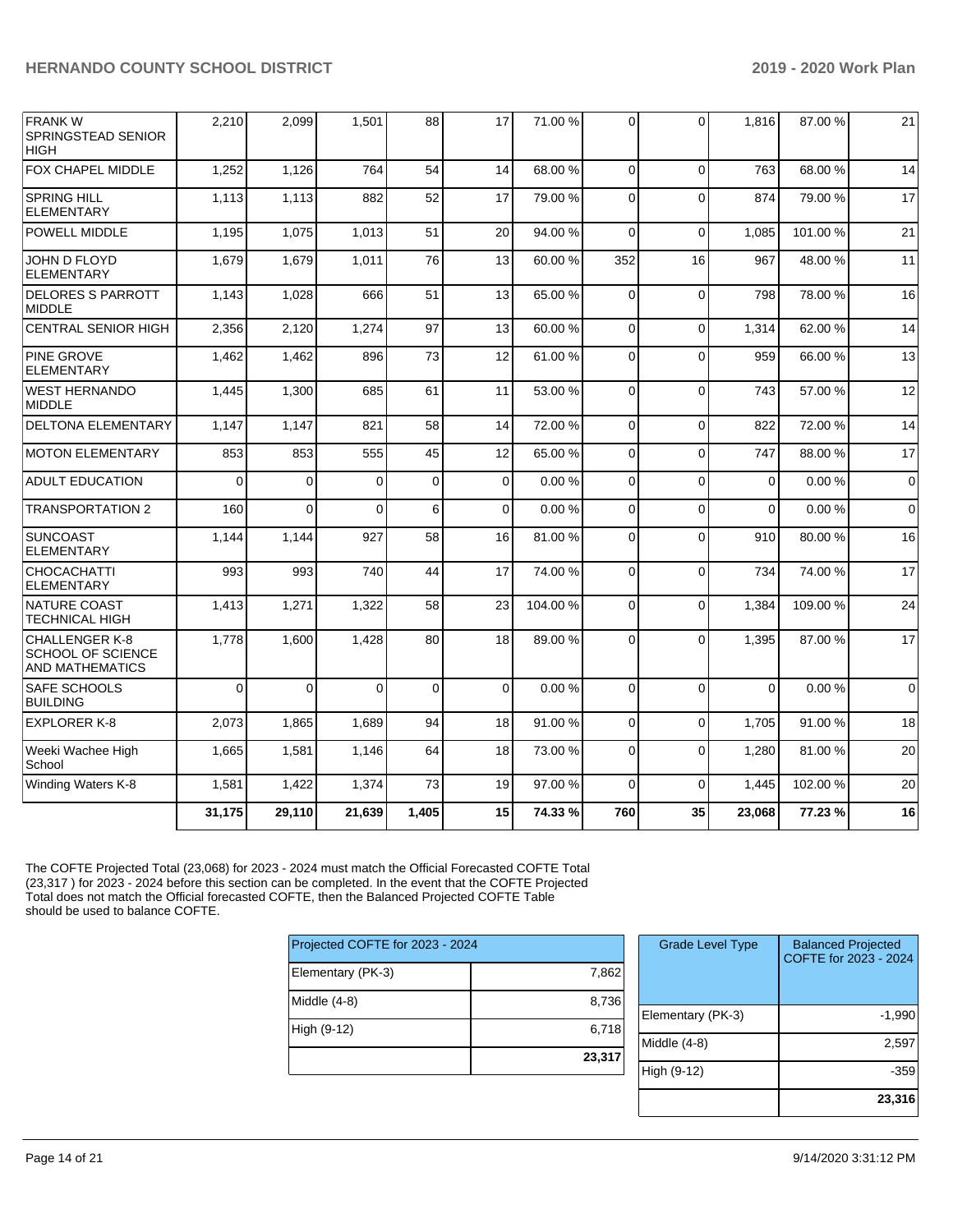| | | | | | | | | | | |
|---|---|---|---|---|---|---|---|---|---|---|
| FRANK W SPRINGSTEAD SENIOR HIGH | 2,210 | 2,099 | 1,501 | 88 | 17 | 71.00 % | 0 | 0 | 1,816 | 87.00 % | 21 |
| FOX CHAPEL MIDDLE | 1,252 | 1,126 | 764 | 54 | 14 | 68.00 % | 0 | 0 | 763 | 68.00 % | 14 |
| SPRING HILL ELEMENTARY | 1,113 | 1,113 | 882 | 52 | 17 | 79.00 % | 0 | 0 | 874 | 79.00 % | 17 |
| POWELL MIDDLE | 1,195 | 1,075 | 1,013 | 51 | 20 | 94.00 % | 0 | 0 | 1,085 | 101.00 % | 21 |
| JOHN D FLOYD ELEMENTARY | 1,679 | 1,679 | 1,011 | 76 | 13 | 60.00 % | 352 | 16 | 967 | 48.00 % | 11 |
| DELORES S PARROTT MIDDLE | 1,143 | 1,028 | 666 | 51 | 13 | 65.00 % | 0 | 0 | 798 | 78.00 % | 16 |
| CENTRAL SENIOR HIGH | 2,356 | 2,120 | 1,274 | 97 | 13 | 60.00 % | 0 | 0 | 1,314 | 62.00 % | 14 |
| PINE GROVE ELEMENTARY | 1,462 | 1,462 | 896 | 73 | 12 | 61.00 % | 0 | 0 | 959 | 66.00 % | 13 |
| WEST HERNANDO MIDDLE | 1,445 | 1,300 | 685 | 61 | 11 | 53.00 % | 0 | 0 | 743 | 57.00 % | 12 |
| DELTONA ELEMENTARY | 1,147 | 1,147 | 821 | 58 | 14 | 72.00 % | 0 | 0 | 822 | 72.00 % | 14 |
| MOTON ELEMENTARY | 853 | 853 | 555 | 45 | 12 | 65.00 % | 0 | 0 | 747 | 88.00 % | 17 |
| ADULT EDUCATION | 0 | 0 | 0 | 0 | 0 | 0.00 % | 0 | 0 | 0 | 0.00 % | 0 |
| TRANSPORTATION 2 | 160 | 0 | 0 | 6 | 0 | 0.00 % | 0 | 0 | 0 | 0.00 % | 0 |
| SUNCOAST ELEMENTARY | 1,144 | 1,144 | 927 | 58 | 16 | 81.00 % | 0 | 0 | 910 | 80.00 % | 16 |
| CHOCACHATTI ELEMENTARY | 993 | 993 | 740 | 44 | 17 | 74.00 % | 0 | 0 | 734 | 74.00 % | 17 |
| NATURE COAST TECHNICAL HIGH | 1,413 | 1,271 | 1,322 | 58 | 23 | 104.00 % | 0 | 0 | 1,384 | 109.00 % | 24 |
| CHALLENGER K-8 SCHOOL OF SCIENCE AND MATHEMATICS | 1,778 | 1,600 | 1,428 | 80 | 18 | 89.00 % | 0 | 0 | 1,395 | 87.00 % | 17 |
| SAFE SCHOOLS BUILDING | 0 | 0 | 0 | 0 | 0 | 0.00 % | 0 | 0 | 0 | 0.00 % | 0 |
| EXPLORER K-8 | 2,073 | 1,865 | 1,689 | 94 | 18 | 91.00 % | 0 | 0 | 1,705 | 91.00 % | 18 |
| Weeki Wachee High School | 1,665 | 1,581 | 1,146 | 64 | 18 | 73.00 % | 0 | 0 | 1,280 | 81.00 % | 20 |
| Winding Waters K-8 | 1,581 | 1,422 | 1,374 | 73 | 19 | 97.00 % | 0 | 0 | 1,445 | 102.00 % | 20 |
| | **31,175** | **29,110** | **21,639** | **1,405** | **15** | **74.33 %** | **760** | **35** | **23,068** | **77.23 %** | **16** |

The COFTE Projected Total (23,068) for 2023 - 2024 must match the Official Forecasted COFTE Total (23,317 ) for 2023 - 2024 before this section can be completed. In the event that the COFTE Projected Total does not match the Official forecasted COFTE, then the Balanced Projected COFTE Table should be used to balance COFTE.

| Projected COFTE for 2023 - 2024 | |
|---|---|
| Elementary (PK-3) | 7,862 |
| Middle (4-8) | 8,736 |
| High (9-12) | 6,718 |
| | **23,317** |

| Grade Level Type | Balanced Projected COFTE for 2023 - 2024 |
|---|---|
| Elementary (PK-3) | -1,990 |
| Middle (4-8) | 2,597 |
| High (9-12) | -359 |
| | **23,316** |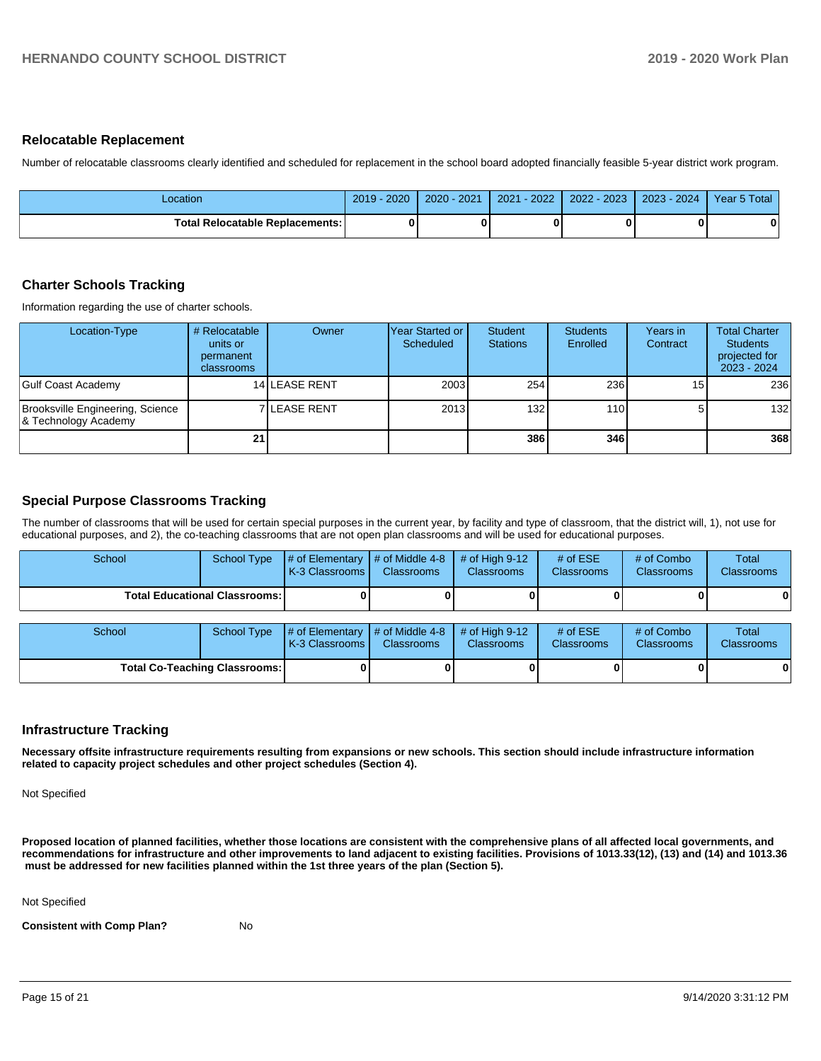## Relocatable Replacement

Number of relocatable classrooms clearly identified and scheduled for replacement in the school board adopted financially feasible 5-year district work program.

| Location | 2019 - 2020 | 2020 - 2021 | 2021 - 2022 | 2022 - 2023 | 2023 - 2024 | Year 5 Total |
|---|---|---|---|---|---|---|
| Total Relocatable Replacements: | 0 | 0 | 0 | 0 | 0 | 0 |

## Charter Schools Tracking

Information regarding the use of charter schools.

| Location-Type | # Relocatable units or permanent classrooms | Owner | Year Started or Scheduled | Student Stations | Students Enrolled | Years in Contract | Total Charter Students projected for 2023 - 2024 |
|---|---|---|---|---|---|---|---|
| Gulf Coast Academy | 14 | LEASE RENT | 2003 | 254 | 236 | 15 | 236 |
| Brooksville Engineering, Science & Technology Academy | 7 | LEASE RENT | 2013 | 132 | 110 | 5 | 132 |
| | 21 | | | 386 | 346 | | 368 |

## Special Purpose Classrooms Tracking

The number of classrooms that will be used for certain special purposes in the current year, by facility and type of classroom, that the district will, 1), not use for educational purposes, and 2), the co-teaching classrooms that are not open plan classrooms and will be used for educational purposes.

| School | School Type | # of Elementary K-3 Classrooms | # of Middle 4-8 Classrooms | # of High 9-12 Classrooms | # of ESE Classrooms | # of Combo Classrooms | Total Classrooms |
|---|---|---|---|---|---|---|---|
| Total Educational Classrooms: | | 0 | 0 | 0 | 0 | 0 | 0 |

| School | School Type | # of Elementary K-3 Classrooms | # of Middle 4-8 Classrooms | # of High 9-12 Classrooms | # of ESE Classrooms | # of Combo Classrooms | Total Classrooms |
|---|---|---|---|---|---|---|---|
| Total Co-Teaching Classrooms: | | 0 | 0 | 0 | 0 | 0 | 0 |

## Infrastructure Tracking

**Necessary offsite infrastructure requirements resulting from expansions or new schools. This section should include infrastructure information related to capacity project schedules and other project schedules (Section 4).**

Not Specified

**Proposed location of planned facilities, whether those locations are consistent with the comprehensive plans of all affected local governments, and recommendations for infrastructure and other improvements to land adjacent to existing facilities. Provisions of 1013.33(12), (13) and (14) and 1013.36 must be addressed for new facilities planned within the 1st three years of the plan (Section 5).**

Not Specified

**Consistent with Comp Plan?** No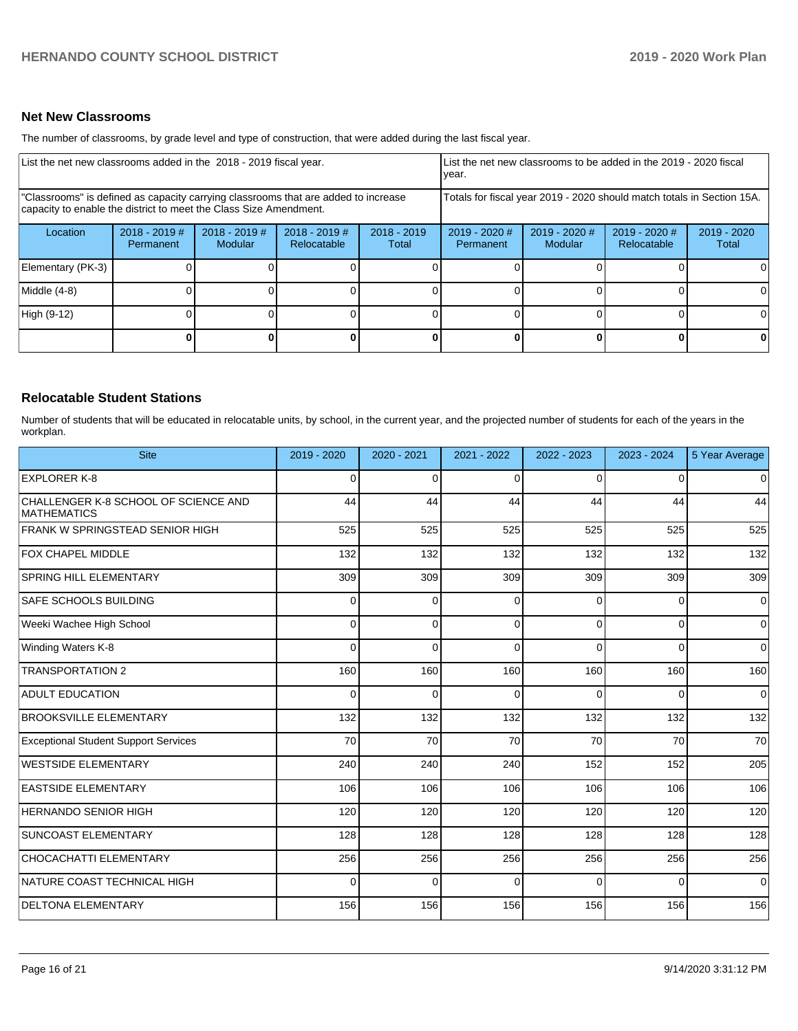## Net New Classrooms

The number of classrooms, by grade level and type of construction, that were added during the last fiscal year.

| List the net new classrooms added in the 2018 - 2019 fiscal year. | | | | | List the net new classrooms to be added in the 2019 - 2020 fiscal year. | | | |
|---|---|---|---|---|---|---|---|---|
| "Classrooms" is defined as capacity carrying classrooms that are added to increase capacity to enable the district to meet the Class Size Amendment. | | | | | Totals for fiscal year 2019 - 2020 should match totals in Section 15A. | | | |
| Location | 2018 - 2019 # Permanent | 2018 - 2019 # Modular | 2018 - 2019 # Relocatable | 2018 - 2019 Total | 2019 - 2020 # Permanent | 2019 - 2020 # Modular | 2019 - 2020 # Relocatable | 2019 - 2020 Total |
| Elementary (PK-3) | 0 | 0 | 0 | 0 | 0 | 0 | 0 | 0 |
| Middle (4-8) | 0 | 0 | 0 | 0 | 0 | 0 | 0 | 0 |
| High (9-12) | 0 | 0 | 0 | 0 | 0 | 0 | 0 | 0 |
| | **0** | **0** | **0** | **0** | **0** | **0** | **0** | **0** |

## Relocatable Student Stations

Number of students that will be educated in relocatable units, by school, in the current year, and the projected number of students for each of the years in the workplan.

| Site | 2019 - 2020 | 2020 - 2021 | 2021 - 2022 | 2022 - 2023 | 2023 - 2024 | 5 Year Average |
|---|---|---|---|---|---|---|
| EXPLORER K-8 | 0 | 0 | 0 | 0 | 0 | 0 |
| CHALLENGER K-8 SCHOOL OF SCIENCE AND MATHEMATICS | 44 | 44 | 44 | 44 | 44 | 44 |
| FRANK W SPRINGSTEAD SENIOR HIGH | 525 | 525 | 525 | 525 | 525 | 525 |
| FOX CHAPEL MIDDLE | 132 | 132 | 132 | 132 | 132 | 132 |
| SPRING HILL ELEMENTARY | 309 | 309 | 309 | 309 | 309 | 309 |
| SAFE SCHOOLS BUILDING | 0 | 0 | 0 | 0 | 0 | 0 |
| Weeki Wachee High School | 0 | 0 | 0 | 0 | 0 | 0 |
| Winding Waters K-8 | 0 | 0 | 0 | 0 | 0 | 0 |
| TRANSPORTATION 2 | 160 | 160 | 160 | 160 | 160 | 160 |
| ADULT EDUCATION | 0 | 0 | 0 | 0 | 0 | 0 |
| BROOKSVILLE ELEMENTARY | 132 | 132 | 132 | 132 | 132 | 132 |
| Exceptional Student Support Services | 70 | 70 | 70 | 70 | 70 | 70 |
| WESTSIDE ELEMENTARY | 240 | 240 | 240 | 152 | 152 | 205 |
| EASTSIDE ELEMENTARY | 106 | 106 | 106 | 106 | 106 | 106 |
| HERNANDO SENIOR HIGH | 120 | 120 | 120 | 120 | 120 | 120 |
| SUNCOAST ELEMENTARY | 128 | 128 | 128 | 128 | 128 | 128 |
| CHOCACHATTI ELEMENTARY | 256 | 256 | 256 | 256 | 256 | 256 |
| NATURE COAST TECHNICAL HIGH | 0 | 0 | 0 | 0 | 0 | 0 |
| DELTONA ELEMENTARY | 156 | 156 | 156 | 156 | 156 | 156 |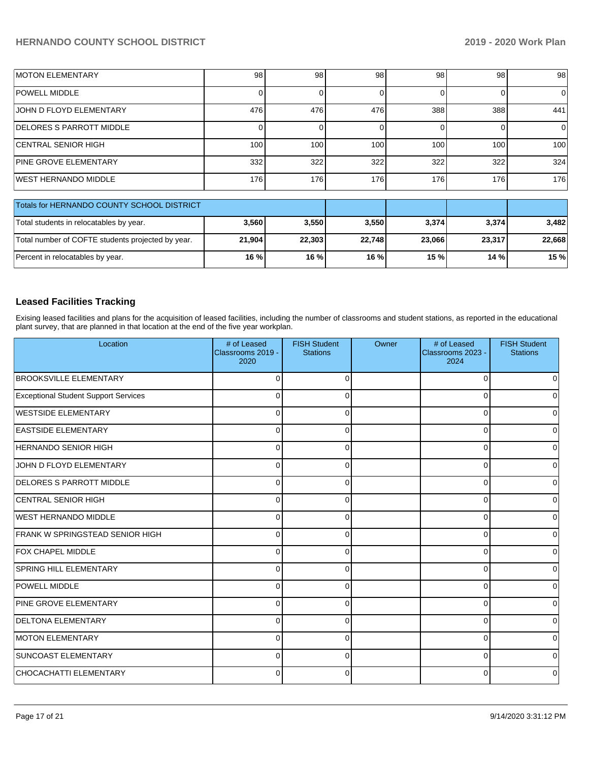| | | | | | | |
|---|---|---|---|---|---|---|
| MOTON ELEMENTARY | 98 | 98 | 98 | 98 | 98 | 98 |
| POWELL MIDDLE | 0 | 0 | 0 | 0 | 0 | 0 |
| JOHN D FLOYD ELEMENTARY | 476 | 476 | 476 | 388 | 388 | 441 |
| DELORES S PARROTT MIDDLE | 0 | 0 | 0 | 0 | 0 | 0 |
| CENTRAL SENIOR HIGH | 100 | 100 | 100 | 100 | 100 | 100 |
| PINE GROVE ELEMENTARY | 332 | 322 | 322 | 322 | 322 | 324 |
| WEST HERNANDO MIDDLE | 176 | 176 | 176 | 176 | 176 | 176 |

| Totals for HERNANDO COUNTY SCHOOL DISTRICT | | | | | | |
|---|---|---|---|---|---|---|
| Total students in relocatables by year. | **3,560** | **3,550** | **3,550** | **3,374** | **3,374** | **3,482** |
| Total number of COFTE students projected by year. | **21,904** | **22,303** | **22,748** | **23,066** | **23,317** | **22,668** |
| Percent in relocatables by year. | **16 %** | **16 %** | **16 %** | **15 %** | **14 %** | **15 %** |

## Leased Facilities Tracking

Exising leased facilities and plans for the acquisition of leased facilities, including the number of classrooms and student stations, as reported in the educational plant survey, that are planned in that location at the end of the five year workplan.

| Location | # of Leased Classrooms 2019 - 2020 | FISH Student Stations | Owner | # of Leased Classrooms 2023 - 2024 | FISH Student Stations |
|---|---|---|---|---|---|
| BROOKSVILLE ELEMENTARY | 0 | 0 | | 0 | 0 |
| Exceptional Student Support Services | 0 | 0 | | 0 | 0 |
| WESTSIDE ELEMENTARY | 0 | 0 | | 0 | 0 |
| EASTSIDE ELEMENTARY | 0 | 0 | | 0 | 0 |
| HERNANDO SENIOR HIGH | 0 | 0 | | 0 | 0 |
| JOHN D FLOYD ELEMENTARY | 0 | 0 | | 0 | 0 |
| DELORES S PARROTT MIDDLE | 0 | 0 | | 0 | 0 |
| CENTRAL SENIOR HIGH | 0 | 0 | | 0 | 0 |
| WEST HERNANDO MIDDLE | 0 | 0 | | 0 | 0 |
| FRANK W SPRINGSTEAD SENIOR HIGH | 0 | 0 | | 0 | 0 |
| FOX CHAPEL MIDDLE | 0 | 0 | | 0 | 0 |
| SPRING HILL ELEMENTARY | 0 | 0 | | 0 | 0 |
| POWELL MIDDLE | 0 | 0 | | 0 | 0 |
| PINE GROVE ELEMENTARY | 0 | 0 | | 0 | 0 |
| DELTONA ELEMENTARY | 0 | 0 | | 0 | 0 |
| MOTON ELEMENTARY | 0 | 0 | | 0 | 0 |
| SUNCOAST ELEMENTARY | 0 | 0 | | 0 | 0 |
| CHOCACHATTI ELEMENTARY | 0 | 0 | | 0 | 0 |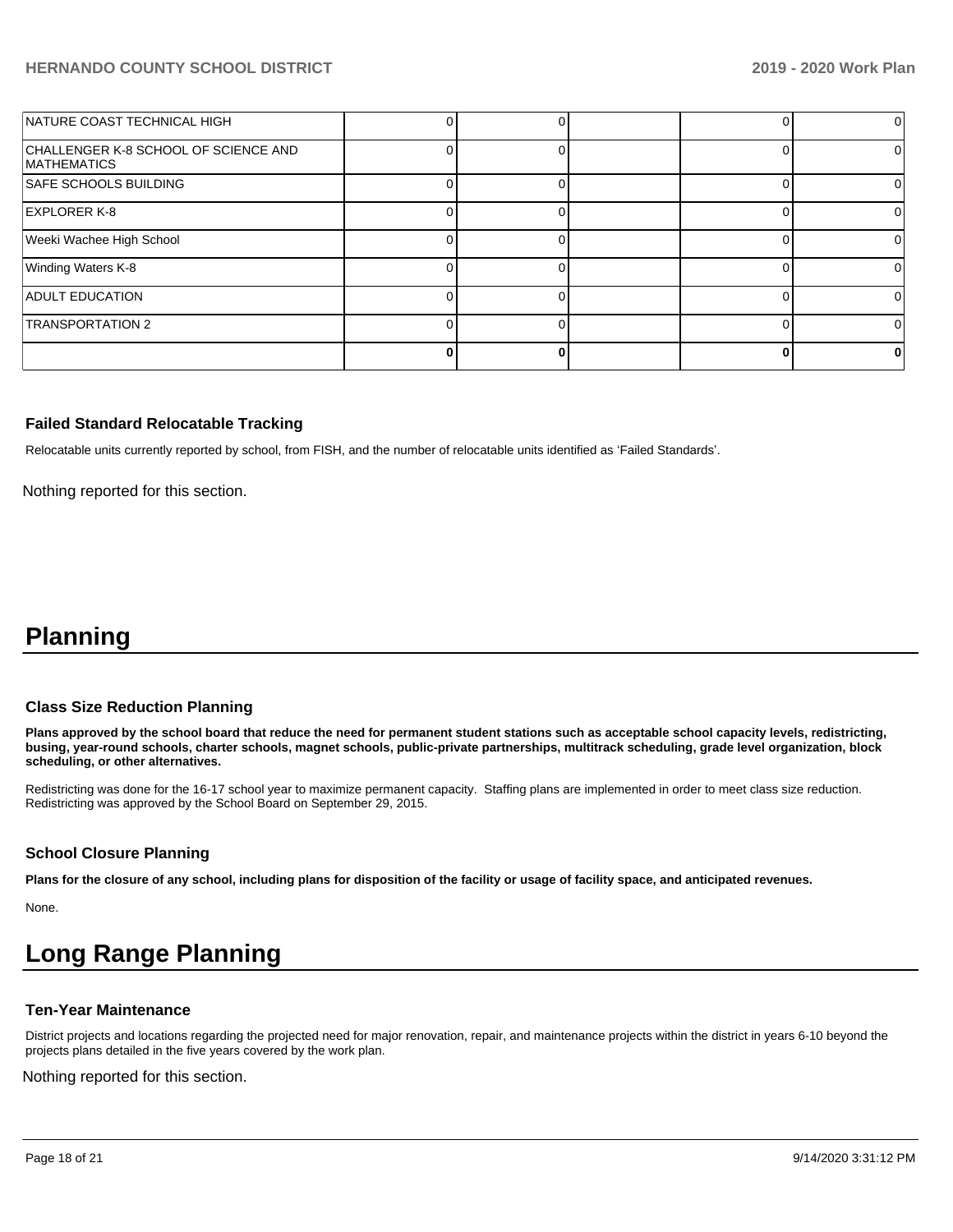| | | | | | |
|---|---|---|---|---|---|
| NATURE COAST TECHNICAL HIGH | 0 | 0 | | 0 | 0 |
| CHALLENGER K-8 SCHOOL OF SCIENCE AND MATHEMATICS | 0 | 0 | | 0 | 0 |
| SAFE SCHOOLS BUILDING | 0 | 0 | | 0 | 0 |
| EXPLORER K-8 | 0 | 0 | | 0 | 0 |
| Weeki Wachee High School | 0 | 0 | | 0 | 0 |
| Winding Waters K-8 | 0 | 0 | | 0 | 0 |
| ADULT EDUCATION | 0 | 0 | | 0 | 0 |
| TRANSPORTATION 2 | 0 | 0 | | 0 | 0 |
| | **0** | **0** | | **0** | **0** |

### Failed Standard Relocatable Tracking

Relocatable units currently reported by school, from FISH, and the number of relocatable units identified as 'Failed Standards'.

Nothing reported for this section.

# Planning

### Class Size Reduction Planning

**Plans approved by the school board that reduce the need for permanent student stations such as acceptable school capacity levels, redistricting, busing, year-round schools, charter schools, magnet schools, public-private partnerships, multitrack scheduling, grade level organization, block scheduling, or other alternatives.**

Redistricting was done for the 16-17 school year to maximize permanent capacity. Staffing plans are implemented in order to meet class size reduction. Redistricting was approved by the School Board on September 29, 2015.

### School Closure Planning

**Plans for the closure of any school, including plans for disposition of the facility or usage of facility space, and anticipated revenues.**

None.

# Long Range Planning

### Ten-Year Maintenance

District projects and locations regarding the projected need for major renovation, repair, and maintenance projects within the district in years 6-10 beyond the projects plans detailed in the five years covered by the work plan.

Nothing reported for this section.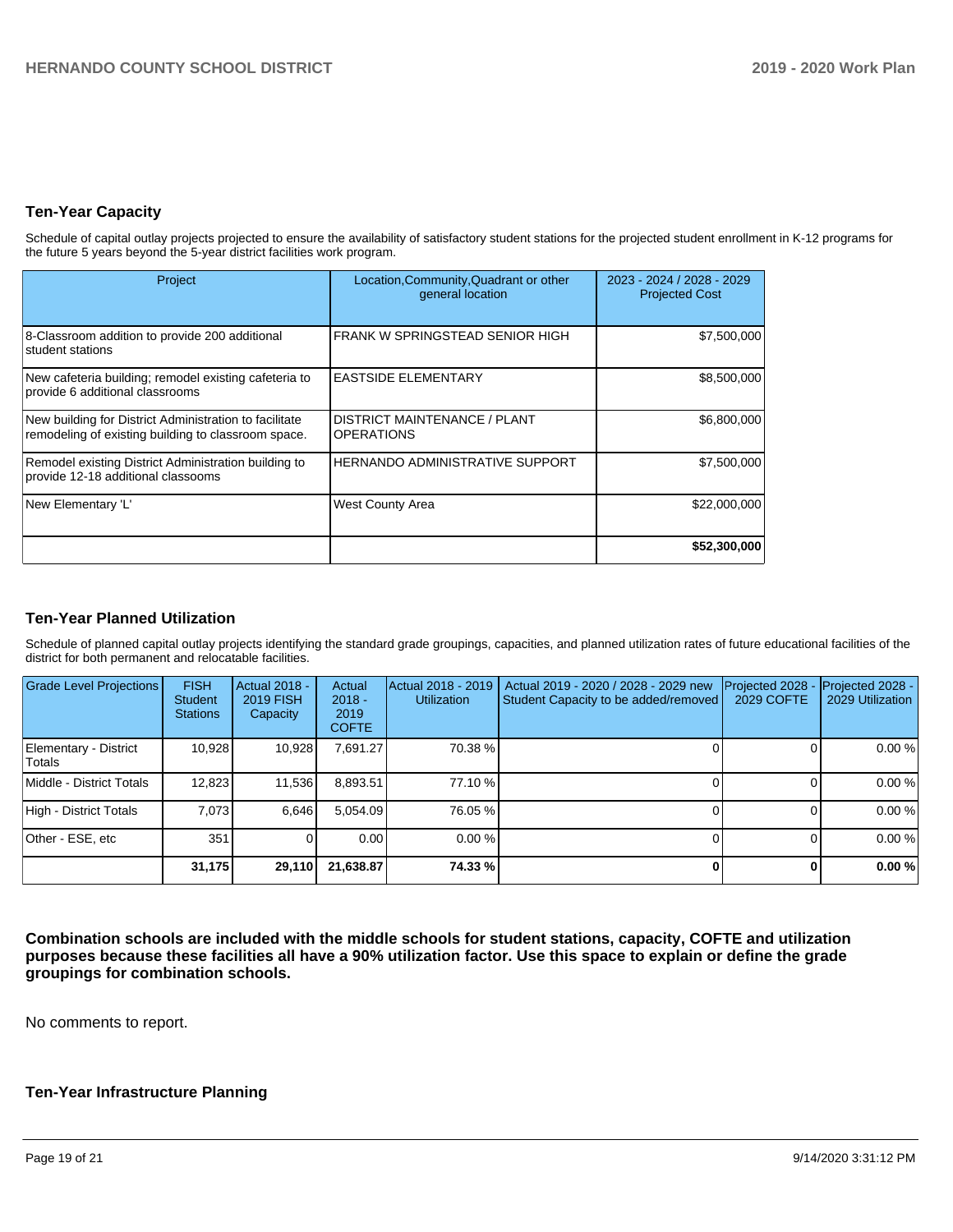## Ten-Year Capacity

Schedule of capital outlay projects projected to ensure the availability of satisfactory student stations for the projected student enrollment in K-12 programs for the future 5 years beyond the 5-year district facilities work program.

| Project | Location,Community,Quadrant or other general location | 2023 - 2024 / 2028 - 2029 Projected Cost |
|---|---|---|
| 8-Classroom addition to provide 200 additional student stations | FRANK W SPRINGSTEAD SENIOR HIGH | $7,500,000 |
| New cafeteria building; remodel existing cafeteria to provide 6 additional classrooms | EASTSIDE ELEMENTARY | $8,500,000 |
| New building for District Administration to facilitate remodeling of existing building to classroom space. | DISTRICT MAINTENANCE / PLANT OPERATIONS | $6,800,000 |
| Remodel existing District Administration building to provide 12-18 additional classooms | HERNANDO ADMINISTRATIVE SUPPORT | $7,500,000 |
| New Elementary 'L' | West County Area | $22,000,000 |
| | | **$52,300,000** |

## Ten-Year Planned Utilization

Schedule of planned capital outlay projects identifying the standard grade groupings, capacities, and planned utilization rates of future educational facilities of the district for both permanent and relocatable facilities.

| Grade Level Projections | FISH Student Stations | Actual 2018 - 2019 FISH Capacity | Actual 2018 - 2019 COFTE | Actual 2018 - 2019 Utilization | Actual 2019 - 2020 / 2028 - 2029 new Student Capacity to be added/removed | Projected 2028 - 2029 COFTE | Projected 2028 - 2029 Utilization |
|---|---|---|---|---|---|---|---|
| Elementary - District Totals | 10,928 | 10,928 | 7,691.27 | 70.38 % | 0 | 0 | 0.00 % |
| Middle - District Totals | 12,823 | 11,536 | 8,893.51 | 77.10 % | 0 | 0 | 0.00 % |
| High - District Totals | 7,073 | 6,646 | 5,054.09 | 76.05 % | 0 | 0 | 0.00 % |
| Other - ESE, etc | 351 | 0 | 0.00 | 0.00 % | 0 | 0 | 0.00 % |
| | **31,175** | **29,110** | **21,638.87** | **74.33 %** | **0** | **0** | **0.00 %** |

**Combination schools are included with the middle schools for student stations, capacity, COFTE and utilization purposes because these facilities all have a 90% utilization factor. Use this space to explain or define the grade groupings for combination schools.**

No comments to report.

## Ten-Year Infrastructure Planning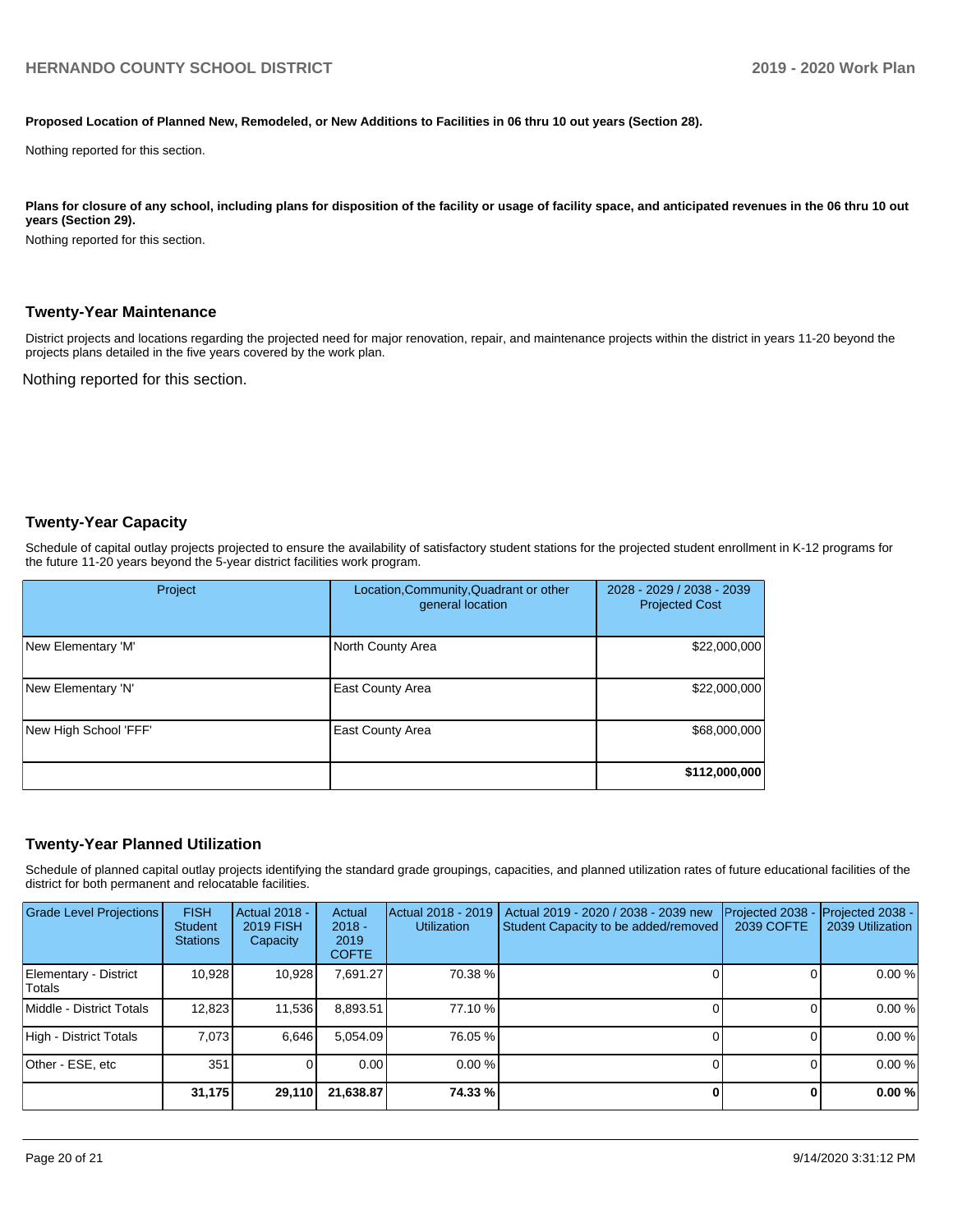**Proposed Location of Planned New, Remodeled, or New Additions to Facilities in 06 thru 10 out years (Section 28).**

Nothing reported for this section.

**Plans for closure of any school, including plans for disposition of the facility or usage of facility space, and anticipated revenues in the 06 thru 10 out years (Section 29).**

Nothing reported for this section.

## Twenty-Year Maintenance

District projects and locations regarding the projected need for major renovation, repair, and maintenance projects within the district in years 11-20 beyond the projects plans detailed in the five years covered by the work plan.

Nothing reported for this section.

## Twenty-Year Capacity

Schedule of capital outlay projects projected to ensure the availability of satisfactory student stations for the projected student enrollment in K-12 programs for the future 11-20 years beyond the 5-year district facilities work program.

| Project | Location,Community,Quadrant or other general location | 2028 - 2029 / 2038 - 2039 Projected Cost |
|---|---|---|
| New Elementary 'M' | North County Area | $22,000,000 |
| New Elementary 'N' | East County Area | $22,000,000 |
| New High School 'FFF' | East County Area | $68,000,000 |
| | | **$112,000,000** |

## Twenty-Year Planned Utilization

Schedule of planned capital outlay projects identifying the standard grade groupings, capacities, and planned utilization rates of future educational facilities of the district for both permanent and relocatable facilities.

| Grade Level Projections | FISH Student Stations | Actual 2018 - 2019 FISH Capacity | Actual 2018 - 2019 COFTE | Actual 2018 - 2019 Utilization | Actual 2019 - 2020 / 2038 - 2039 new Student Capacity to be added/removed | Projected 2038 - 2039 COFTE | Projected 2038 - 2039 Utilization |
|---|---|---|---|---|---|---|---|
| Elementary - District Totals | 10,928 | 10,928 | 7,691.27 | 70.38 % | 0 | 0 | 0.00 % |
| Middle - District Totals | 12,823 | 11,536 | 8,893.51 | 77.10 % | 0 | 0 | 0.00 % |
| High - District Totals | 7,073 | 6,646 | 5,054.09 | 76.05 % | 0 | 0 | 0.00 % |
| Other - ESE, etc | 351 | 0 | 0.00 | 0.00 % | 0 | 0 | 0.00 % |
| | **31,175** | **29,110** | **21,638.87** | **74.33 %** | **0** | **0** | **0.00 %** |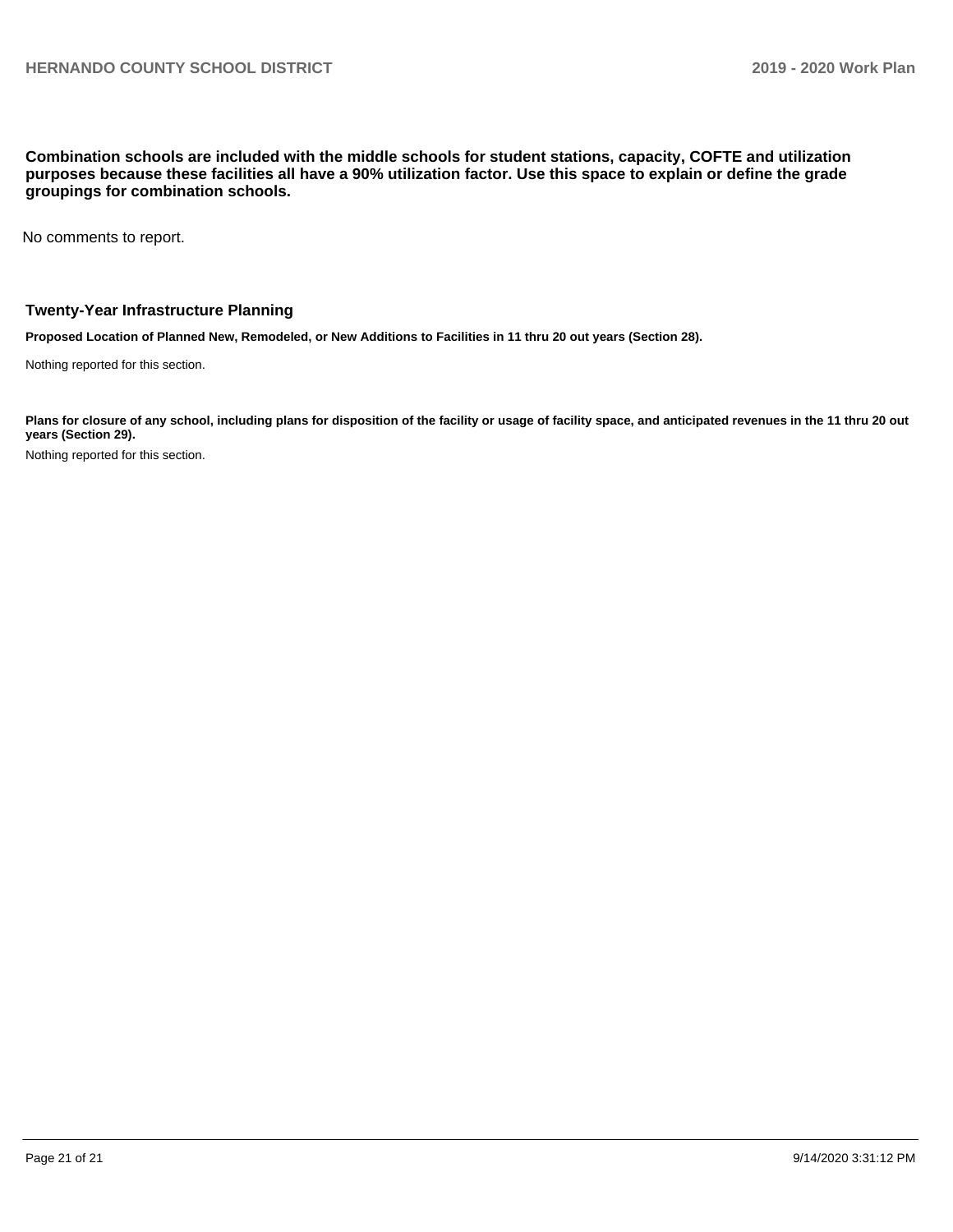**Combination schools are included with the middle schools for student stations, capacity, COFTE and utilization purposes because these facilities all have a 90% utilization factor. Use this space to explain or define the grade groupings for combination schools.**

No comments to report.

## Twenty-Year Infrastructure Planning

**Proposed Location of Planned New, Remodeled, or New Additions to Facilities in 11 thru 20 out years (Section 28).**

Nothing reported for this section.

**Plans for closure of any school, including plans for disposition of the facility or usage of facility space, and anticipated revenues in the 11 thru 20 out years (Section 29).**

Nothing reported for this section.